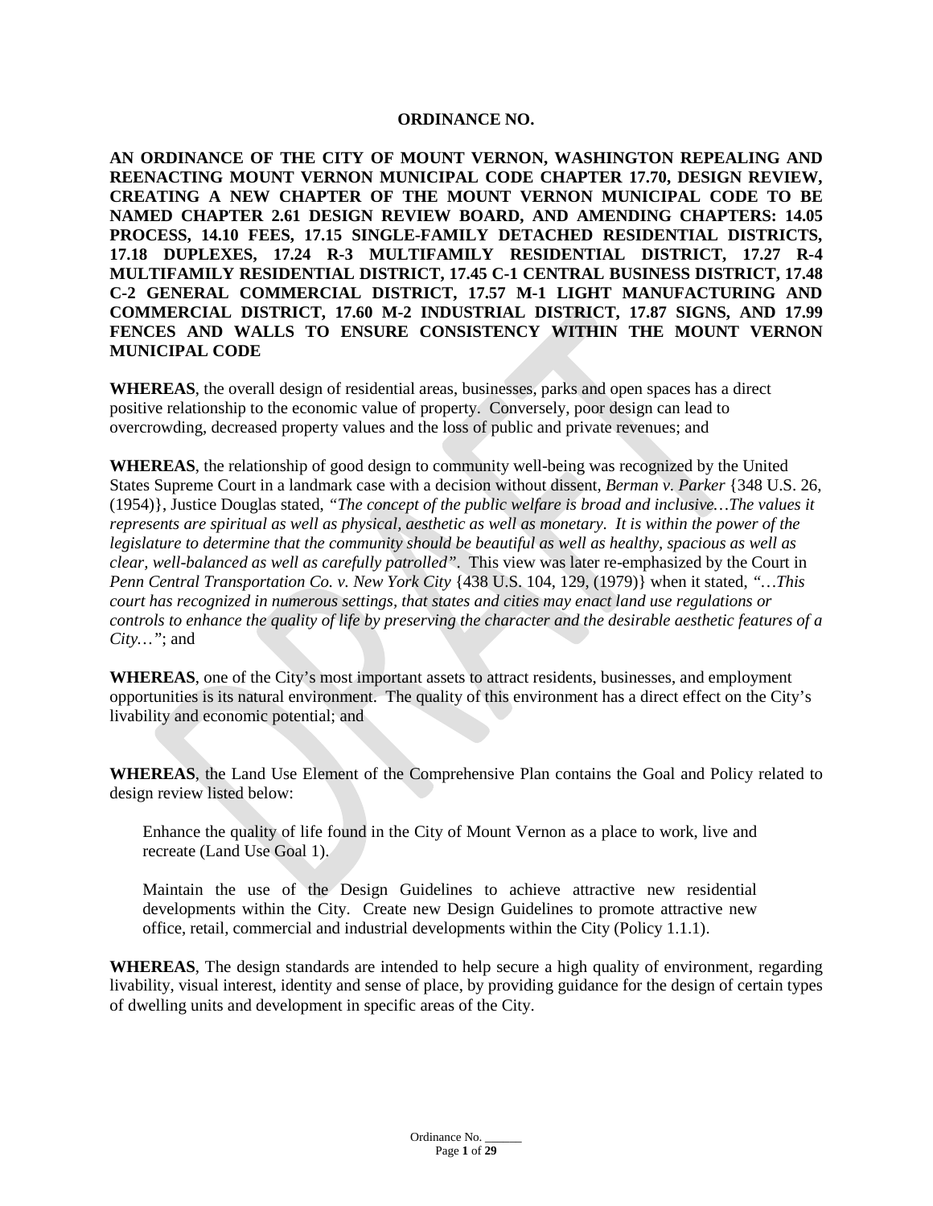**ORDINANCE NO.**

**AN ORDINANCE OF THE CITY OF MOUNT VERNON, WASHINGTON REPEALING AND REENACTING MOUNT VERNON MUNICIPAL CODE CHAPTER 17.70, DESIGN REVIEW, CREATING A NEW CHAPTER OF THE MOUNT VERNON MUNICIPAL CODE TO BE NAMED CHAPTER 2.61 DESIGN REVIEW BOARD, AND AMENDING CHAPTERS: 14.05 PROCESS, 14.10 FEES, 17.15 SINGLE-FAMILY DETACHED RESIDENTIAL DISTRICTS, 17.18 DUPLEXES, 17.24 R-3 MULTIFAMILY RESIDENTIAL DISTRICT, 17.27 R-4 MULTIFAMILY RESIDENTIAL DISTRICT, 17.45 C-1 CENTRAL BUSINESS DISTRICT, 17.48 C-2 GENERAL COMMERCIAL DISTRICT, 17.57 M-1 LIGHT MANUFACTURING AND COMMERCIAL DISTRICT, 17.60 M-2 INDUSTRIAL DISTRICT, 17.87 SIGNS, AND 17.99 FENCES AND WALLS TO ENSURE CONSISTENCY WITHIN THE MOUNT VERNON MUNICIPAL CODE**

**WHEREAS**, the overall design of residential areas, businesses, parks and open spaces has a direct positive relationship to the economic value of property. Conversely, poor design can lead to overcrowding, decreased property values and the loss of public and private revenues; and

**WHEREAS**, the relationship of good design to community well-being was recognized by the United States Supreme Court in a landmark case with a decision without dissent, *Berman v. Parker* {348 U.S. 26, (1954)}, Justice Douglas stated, *"The concept of the public welfare is broad and inclusive…The values it represents are spiritual as well as physical, aesthetic as well as monetary. It is within the power of the legislature to determine that the community should be beautiful as well as healthy, spacious as well as clear, well-balanced as well as carefully patrolled"*. This view was later re-emphasized by the Court in *Penn Central Transportation Co. v. New York City* {438 U.S. 104, 129, (1979)} when it stated, *"…This court has recognized in numerous settings, that states and cities may enact land use regulations or controls to enhance the quality of life by preserving the character and the desirable aesthetic features of a City…"*; and

**WHEREAS**, one of the City's most important assets to attract residents, businesses, and employment opportunities is its natural environment. The quality of this environment has a direct effect on the City's livability and economic potential; and

**WHEREAS**, the Land Use Element of the Comprehensive Plan contains the Goal and Policy related to design review listed below:

> Enhance the quality of life found in the City of Mount Vernon as a place to work, live and recreate (Land Use Goal 1).
>
> Maintain the use of the Design Guidelines to achieve attractive new residential developments within the City. Create new Design Guidelines to promote attractive new office, retail, commercial and industrial developments within the City (Policy 1.1.1).

**WHEREAS**, The design standards are intended to help secure a high quality of environment, regarding livability, visual interest, identity and sense of place, by providing guidance for the design of certain types of dwelling units and development in specific areas of the City.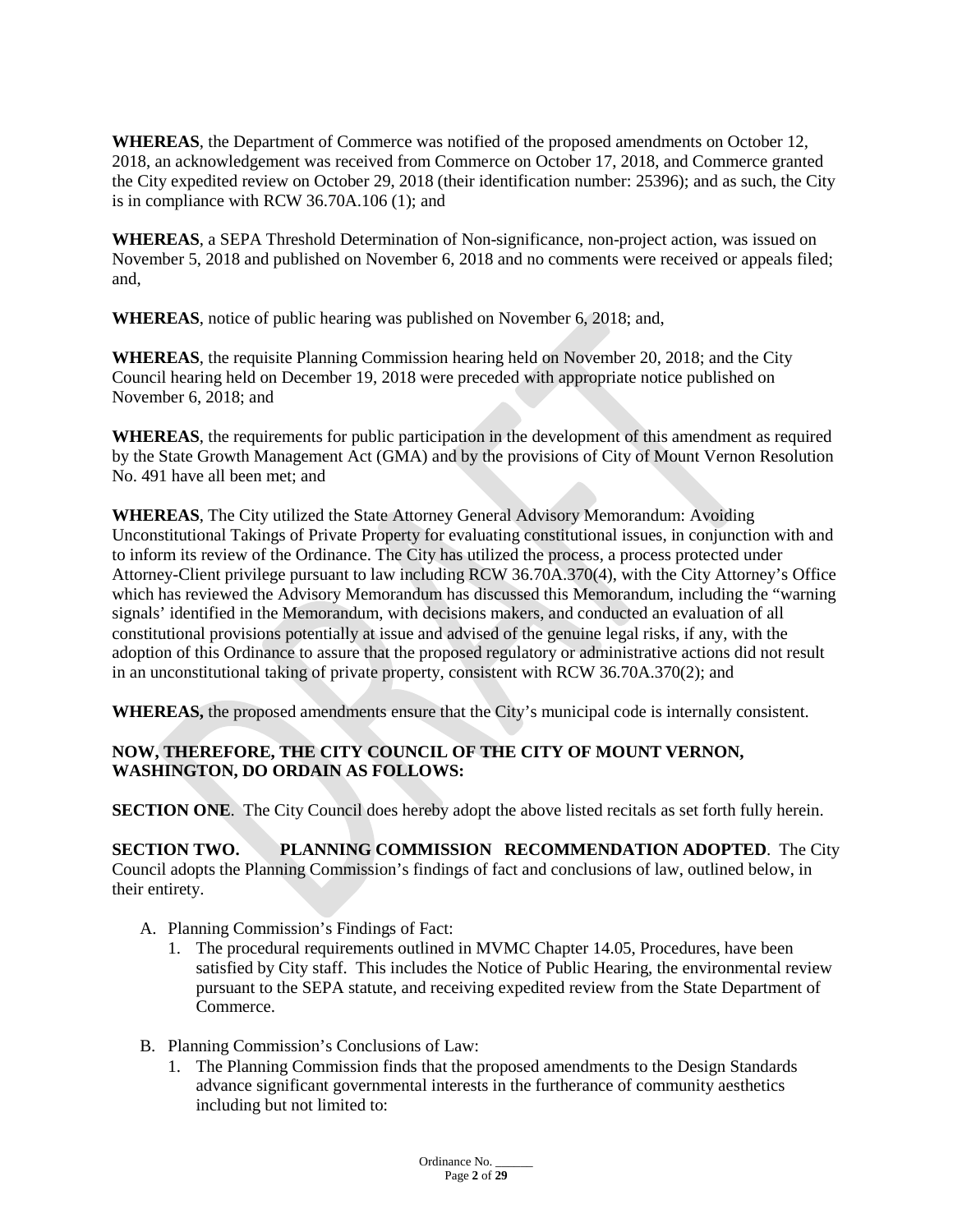**WHEREAS**, the Department of Commerce was notified of the proposed amendments on October 12, 2018, an acknowledgement was received from Commerce on October 17, 2018, and Commerce granted the City expedited review on October 29, 2018 (their identification number: 25396); and as such, the City is in compliance with RCW 36.70A.106 (1); and

**WHEREAS**, a SEPA Threshold Determination of Non-significance, non-project action, was issued on November 5, 2018 and published on November 6, 2018 and no comments were received or appeals filed; and,

**WHEREAS**, notice of public hearing was published on November 6, 2018; and,

**WHEREAS**, the requisite Planning Commission hearing held on November 20, 2018; and the City Council hearing held on December 19, 2018 were preceded with appropriate notice published on November 6, 2018; and

**WHEREAS**, the requirements for public participation in the development of this amendment as required by the State Growth Management Act (GMA) and by the provisions of City of Mount Vernon Resolution No. 491 have all been met; and

**WHEREAS**, The City utilized the State Attorney General Advisory Memorandum: Avoiding Unconstitutional Takings of Private Property for evaluating constitutional issues, in conjunction with and to inform its review of the Ordinance. The City has utilized the process, a process protected under Attorney-Client privilege pursuant to law including RCW 36.70A.370(4), with the City Attorney's Office which has reviewed the Advisory Memorandum has discussed this Memorandum, including the "warning signals' identified in the Memorandum, with decisions makers, and conducted an evaluation of all constitutional provisions potentially at issue and advised of the genuine legal risks, if any, with the adoption of this Ordinance to assure that the proposed regulatory or administrative actions did not result in an unconstitutional taking of private property, consistent with RCW 36.70A.370(2); and

**WHEREAS,** the proposed amendments ensure that the City's municipal code is internally consistent.

**NOW, THEREFORE, THE CITY COUNCIL OF THE CITY OF MOUNT VERNON, WASHINGTON, DO ORDAIN AS FOLLOWS:**

**SECTION ONE**. The City Council does hereby adopt the above listed recitals as set forth fully herein.

**SECTION TWO. PLANNING COMMISSION RECOMMENDATION ADOPTED**. The City Council adopts the Planning Commission's findings of fact and conclusions of law, outlined below, in their entirety.

A. Planning Commission's Findings of Fact:
   1. The procedural requirements outlined in MVMC Chapter 14.05, Procedures, have been satisfied by City staff. This includes the Notice of Public Hearing, the environmental review pursuant to the SEPA statute, and receiving expedited review from the State Department of Commerce.

B. Planning Commission's Conclusions of Law:
   1. The Planning Commission finds that the proposed amendments to the Design Standards advance significant governmental interests in the furtherance of community aesthetics including but not limited to: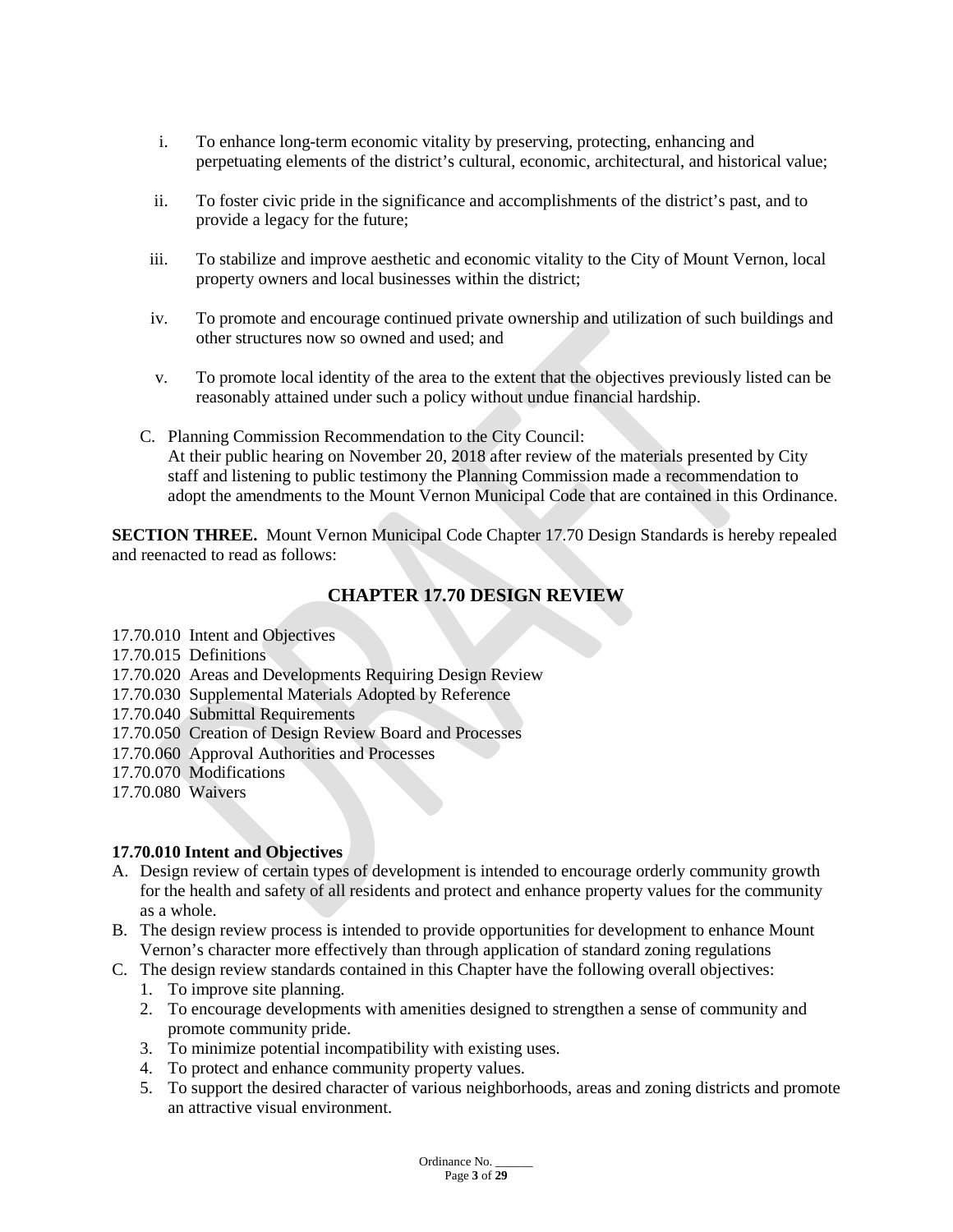i. To enhance long-term economic vitality by preserving, protecting, enhancing and perpetuating elements of the district's cultural, economic, architectural, and historical value;

ii. To foster civic pride in the significance and accomplishments of the district's past, and to provide a legacy for the future;

iii. To stabilize and improve aesthetic and economic vitality to the City of Mount Vernon, local property owners and local businesses within the district;

iv. To promote and encourage continued private ownership and utilization of such buildings and other structures now so owned and used; and

v. To promote local identity of the area to the extent that the objectives previously listed can be reasonably attained under such a policy without undue financial hardship.

C. Planning Commission Recommendation to the City Council:
At their public hearing on November 20, 2018 after review of the materials presented by City staff and listening to public testimony the Planning Commission made a recommendation to adopt the amendments to the Mount Vernon Municipal Code that are contained in this Ordinance.

**SECTION THREE.** Mount Vernon Municipal Code Chapter 17.70 Design Standards is hereby repealed and reenacted to read as follows:

## CHAPTER 17.70 DESIGN REVIEW

17.70.010 Intent and Objectives
17.70.015 Definitions
17.70.020 Areas and Developments Requiring Design Review
17.70.030 Supplemental Materials Adopted by Reference
17.70.040 Submittal Requirements
17.70.050 Creation of Design Review Board and Processes
17.70.060 Approval Authorities and Processes
17.70.070 Modifications
17.70.080 Waivers

**17.70.010 Intent and Objectives**

A. Design review of certain types of development is intended to encourage orderly community growth for the health and safety of all residents and protect and enhance property values for the community as a whole.
B. The design review process is intended to provide opportunities for development to enhance Mount Vernon's character more effectively than through application of standard zoning regulations
C. The design review standards contained in this Chapter have the following overall objectives:
   1. To improve site planning.
   2. To encourage developments with amenities designed to strengthen a sense of community and promote community pride.
   3. To minimize potential incompatibility with existing uses.
   4. To protect and enhance community property values.
   5. To support the desired character of various neighborhoods, areas and zoning districts and promote an attractive visual environment.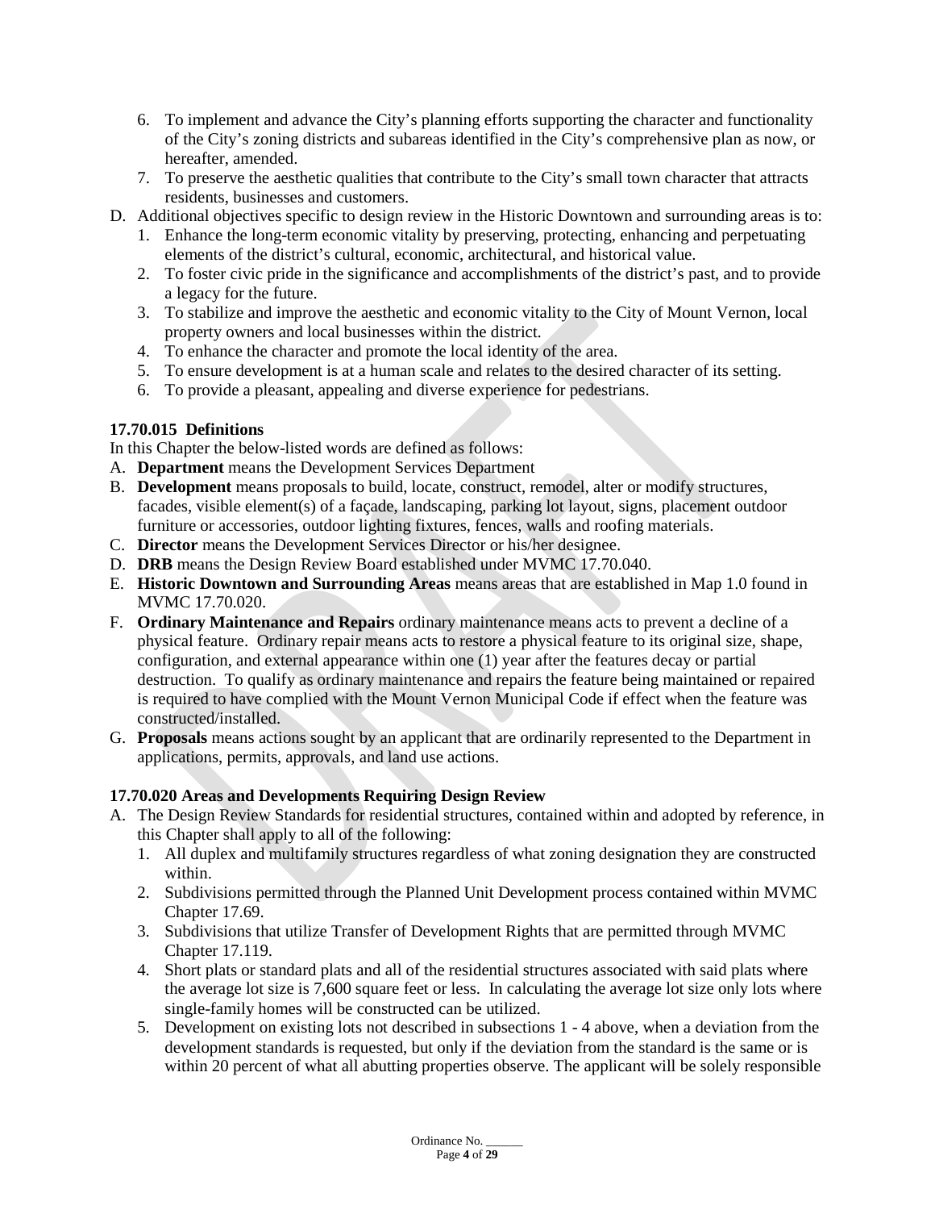6. To implement and advance the City's planning efforts supporting the character and functionality of the City's zoning districts and subareas identified in the City's comprehensive plan as now, or hereafter, amended.
7. To preserve the aesthetic qualities that contribute to the City's small town character that attracts residents, businesses and customers.

D. Additional objectives specific to design review in the Historic Downtown and surrounding areas is to:
   1. Enhance the long-term economic vitality by preserving, protecting, enhancing and perpetuating elements of the district's cultural, economic, architectural, and historical value.
   2. To foster civic pride in the significance and accomplishments of the district's past, and to provide a legacy for the future.
   3. To stabilize and improve the aesthetic and economic vitality to the City of Mount Vernon, local property owners and local businesses within the district.
   4. To enhance the character and promote the local identity of the area.
   5. To ensure development is at a human scale and relates to the desired character of its setting.
   6. To provide a pleasant, appealing and diverse experience for pedestrians.

**17.70.015 Definitions**

In this Chapter the below-listed words are defined as follows:

A. **Department** means the Development Services Department
B. **Development** means proposals to build, locate, construct, remodel, alter or modify structures, facades, visible element(s) of a façade, landscaping, parking lot layout, signs, placement outdoor furniture or accessories, outdoor lighting fixtures, fences, walls and roofing materials.
C. **Director** means the Development Services Director or his/her designee.
D. **DRB** means the Design Review Board established under MVMC 17.70.040.
E. **Historic Downtown and Surrounding Areas** means areas that are established in Map 1.0 found in MVMC 17.70.020.
F. **Ordinary Maintenance and Repairs** ordinary maintenance means acts to prevent a decline of a physical feature. Ordinary repair means acts to restore a physical feature to its original size, shape, configuration, and external appearance within one (1) year after the features decay or partial destruction. To qualify as ordinary maintenance and repairs the feature being maintained or repaired is required to have complied with the Mount Vernon Municipal Code if effect when the feature was constructed/installed.
G. **Proposals** means actions sought by an applicant that are ordinarily represented to the Department in applications, permits, approvals, and land use actions.

**17.70.020 Areas and Developments Requiring Design Review**

A. The Design Review Standards for residential structures, contained within and adopted by reference, in this Chapter shall apply to all of the following:
   1. All duplex and multifamily structures regardless of what zoning designation they are constructed within.
   2. Subdivisions permitted through the Planned Unit Development process contained within MVMC Chapter 17.69.
   3. Subdivisions that utilize Transfer of Development Rights that are permitted through MVMC Chapter 17.119.
   4. Short plats or standard plats and all of the residential structures associated with said plats where the average lot size is 7,600 square feet or less. In calculating the average lot size only lots where single-family homes will be constructed can be utilized.
   5. Development on existing lots not described in subsections 1 - 4 above, when a deviation from the development standards is requested, but only if the deviation from the standard is the same or is within 20 percent of what all abutting properties observe. The applicant will be solely responsible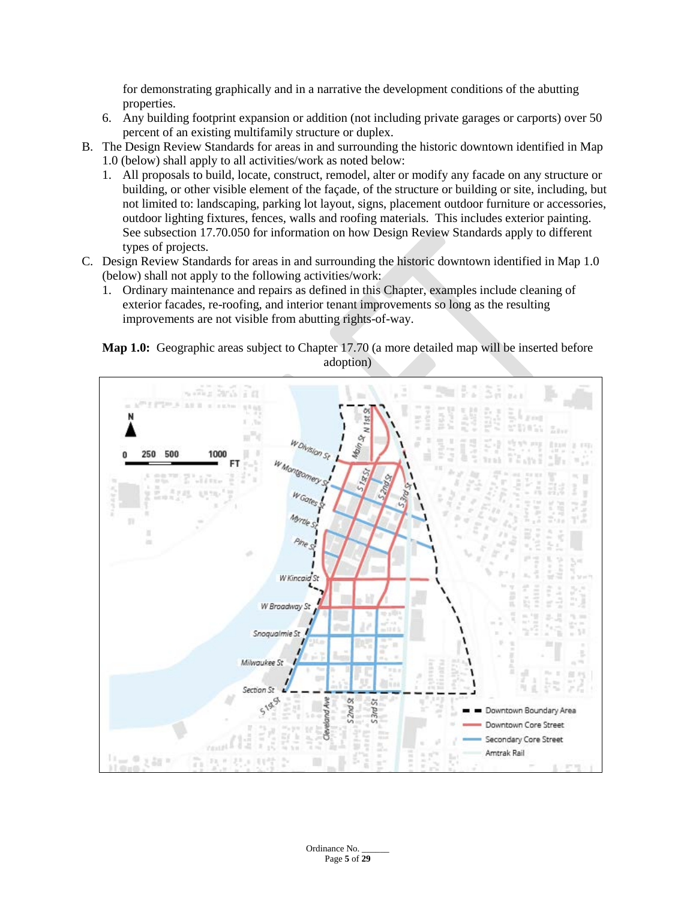for demonstrating graphically and in a narrative the development conditions of the abutting properties.

6. Any building footprint expansion or addition (not including private garages or carports) over 50 percent of an existing multifamily structure or duplex.

B. The Design Review Standards for areas in and surrounding the historic downtown identified in Map 1.0 (below) shall apply to all activities/work as noted below:

   1. All proposals to build, locate, construct, remodel, alter or modify any facade on any structure or building, or other visible element of the façade, of the structure or building or site, including, but not limited to: landscaping, parking lot layout, signs, placement outdoor furniture or accessories, outdoor lighting fixtures, fences, walls and roofing materials. This includes exterior painting. See subsection 17.70.050 for information on how Design Review Standards apply to different types of projects.

C. Design Review Standards for areas in and surrounding the historic downtown identified in Map 1.0 (below) shall not apply to the following activities/work:

   1. Ordinary maintenance and repairs as defined in this Chapter, examples include cleaning of exterior facades, re-roofing, and interior tenant improvements so long as the resulting improvements are not visible from abutting rights-of-way.

**Map 1.0:** Geographic areas subject to Chapter 17.70 (a more detailed map will be inserted before adoption)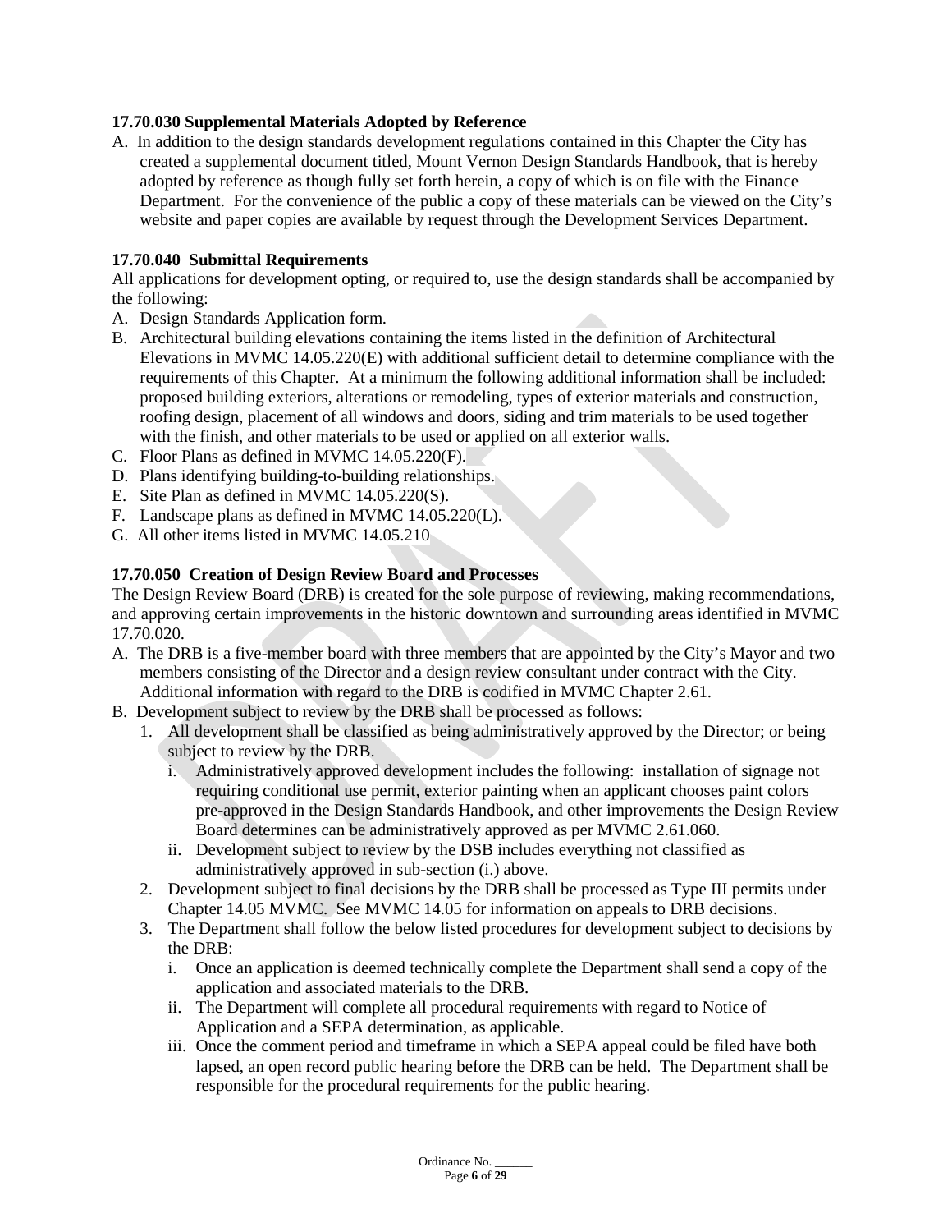**17.70.030 Supplemental Materials Adopted by Reference**

A. In addition to the design standards development regulations contained in this Chapter the City has created a supplemental document titled, Mount Vernon Design Standards Handbook, that is hereby adopted by reference as though fully set forth herein, a copy of which is on file with the Finance Department. For the convenience of the public a copy of these materials can be viewed on the City's website and paper copies are available by request through the Development Services Department.

**17.70.040 Submittal Requirements**

All applications for development opting, or required to, use the design standards shall be accompanied by the following:

A. Design Standards Application form.
B. Architectural building elevations containing the items listed in the definition of Architectural Elevations in MVMC 14.05.220(E) with additional sufficient detail to determine compliance with the requirements of this Chapter. At a minimum the following additional information shall be included: proposed building exteriors, alterations or remodeling, types of exterior materials and construction, roofing design, placement of all windows and doors, siding and trim materials to be used together with the finish, and other materials to be used or applied on all exterior walls.
C. Floor Plans as defined in MVMC 14.05.220(F).
D. Plans identifying building-to-building relationships.
E. Site Plan as defined in MVMC 14.05.220(S).
F. Landscape plans as defined in MVMC 14.05.220(L).
G. All other items listed in MVMC 14.05.210

**17.70.050 Creation of Design Review Board and Processes**

The Design Review Board (DRB) is created for the sole purpose of reviewing, making recommendations, and approving certain improvements in the historic downtown and surrounding areas identified in MVMC 17.70.020.

A. The DRB is a five-member board with three members that are appointed by the City's Mayor and two members consisting of the Director and a design review consultant under contract with the City. Additional information with regard to the DRB is codified in MVMC Chapter 2.61.
B. Development subject to review by the DRB shall be processed as follows:
   1. All development shall be classified as being administratively approved by the Director; or being subject to review by the DRB.
      i. Administratively approved development includes the following: installation of signage not requiring conditional use permit, exterior painting when an applicant chooses paint colors pre-approved in the Design Standards Handbook, and other improvements the Design Review Board determines can be administratively approved as per MVMC 2.61.060.
      ii. Development subject to review by the DSB includes everything not classified as administratively approved in sub-section (i.) above.
   2. Development subject to final decisions by the DRB shall be processed as Type III permits under Chapter 14.05 MVMC. See MVMC 14.05 for information on appeals to DRB decisions.
   3. The Department shall follow the below listed procedures for development subject to decisions by the DRB:
      i. Once an application is deemed technically complete the Department shall send a copy of the application and associated materials to the DRB.
      ii. The Department will complete all procedural requirements with regard to Notice of Application and a SEPA determination, as applicable.
      iii. Once the comment period and timeframe in which a SEPA appeal could be filed have both lapsed, an open record public hearing before the DRB can be held. The Department shall be responsible for the procedural requirements for the public hearing.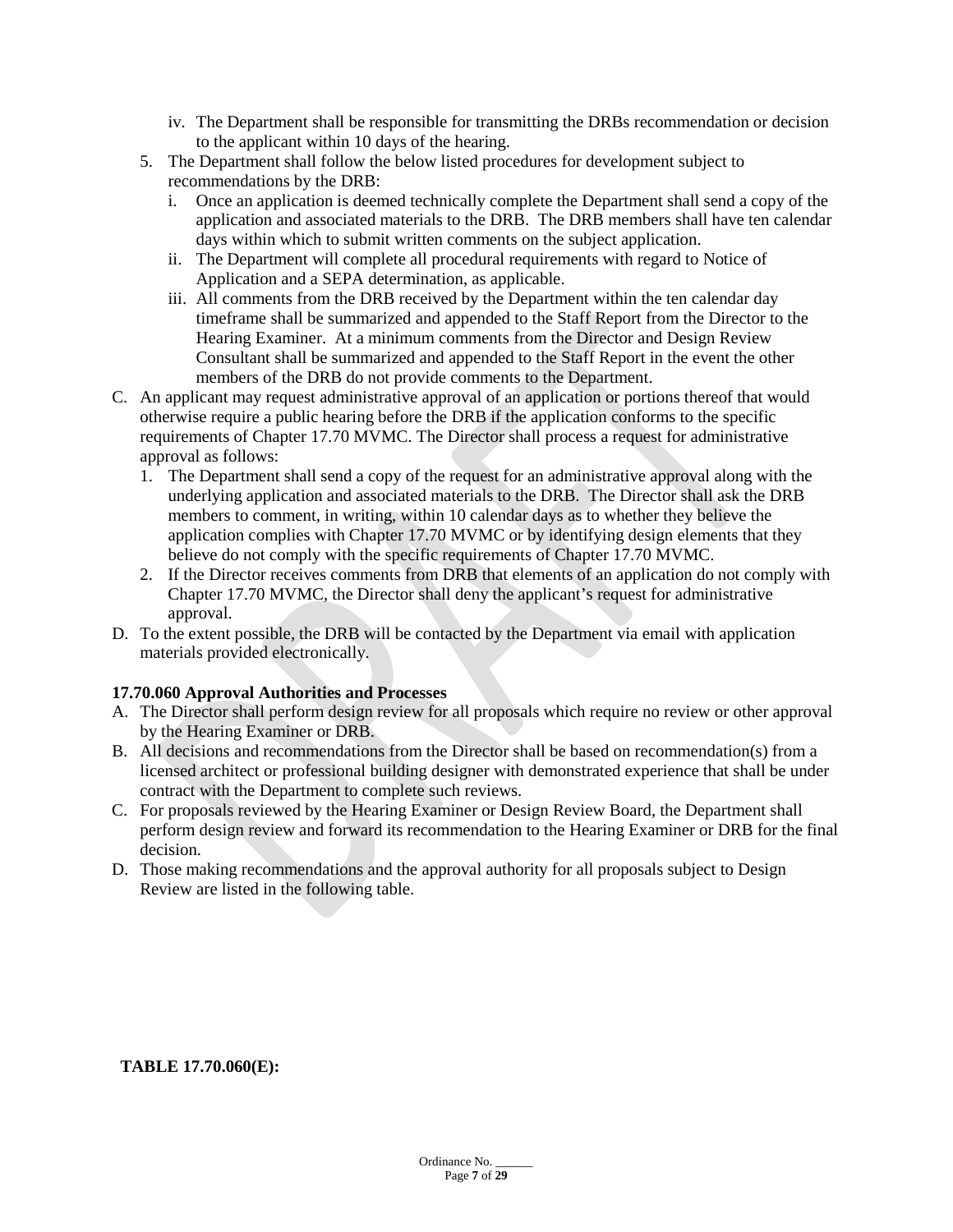iv. The Department shall be responsible for transmitting the DRBs recommendation or decision to the applicant within 10 days of the hearing.

5. The Department shall follow the below listed procedures for development subject to recommendations by the DRB:
   i. Once an application is deemed technically complete the Department shall send a copy of the application and associated materials to the DRB. The DRB members shall have ten calendar days within which to submit written comments on the subject application.
   ii. The Department will complete all procedural requirements with regard to Notice of Application and a SEPA determination, as applicable.
   iii. All comments from the DRB received by the Department within the ten calendar day timeframe shall be summarized and appended to the Staff Report from the Director to the Hearing Examiner. At a minimum comments from the Director and Design Review Consultant shall be summarized and appended to the Staff Report in the event the other members of the DRB do not provide comments to the Department.

C. An applicant may request administrative approval of an application or portions thereof that would otherwise require a public hearing before the DRB if the application conforms to the specific requirements of Chapter 17.70 MVMC. The Director shall process a request for administrative approval as follows:
   1. The Department shall send a copy of the request for an administrative approval along with the underlying application and associated materials to the DRB. The Director shall ask the DRB members to comment, in writing, within 10 calendar days as to whether they believe the application complies with Chapter 17.70 MVMC or by identifying design elements that they believe do not comply with the specific requirements of Chapter 17.70 MVMC.
   2. If the Director receives comments from DRB that elements of an application do not comply with Chapter 17.70 MVMC, the Director shall deny the applicant's request for administrative approval.

D. To the extent possible, the DRB will be contacted by the Department via email with application materials provided electronically.

**17.70.060 Approval Authorities and Processes**

A. The Director shall perform design review for all proposals which require no review or other approval by the Hearing Examiner or DRB.

B. All decisions and recommendations from the Director shall be based on recommendation(s) from a licensed architect or professional building designer with demonstrated experience that shall be under contract with the Department to complete such reviews.

C. For proposals reviewed by the Hearing Examiner or Design Review Board, the Department shall perform design review and forward its recommendation to the Hearing Examiner or DRB for the final decision.

D. Those making recommendations and the approval authority for all proposals subject to Design Review are listed in the following table.

**TABLE 17.70.060(E):**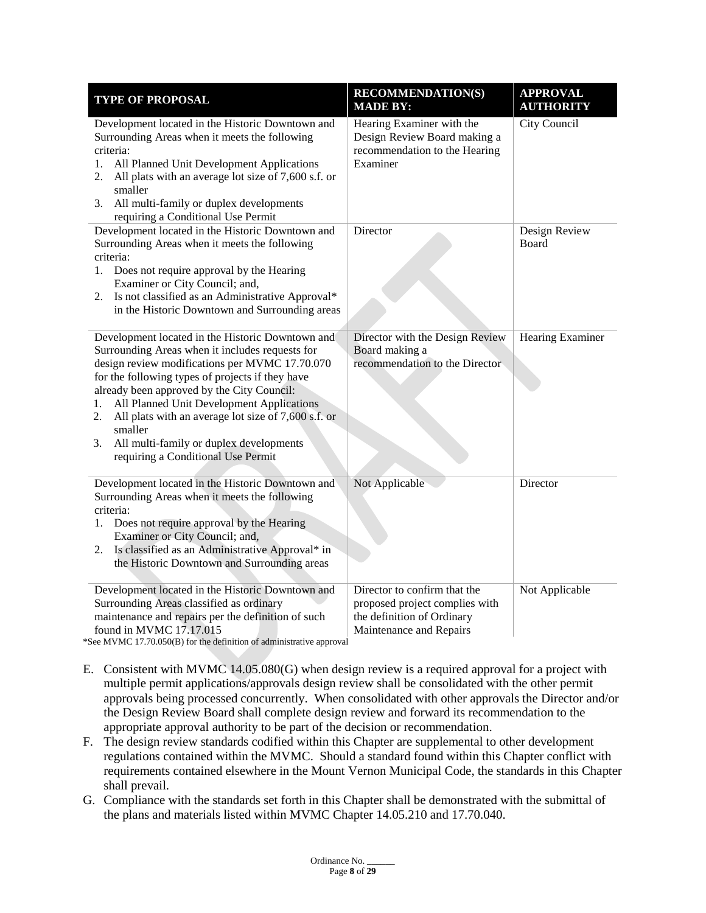| TYPE OF PROPOSAL | RECOMMENDATION(S) MADE BY: | APPROVAL AUTHORITY |
|---|---|---|
| Development located in the Historic Downtown and Surrounding Areas when it meets the following criteria:<br>1. All Planned Unit Development Applications<br>2. All plats with an average lot size of 7,600 s.f. or smaller<br>3. All multi-family or duplex developments requiring a Conditional Use Permit | Hearing Examiner with the Design Review Board making a recommendation to the Hearing Examiner | City Council |
| Development located in the Historic Downtown and Surrounding Areas when it meets the following criteria:<br>1. Does not require approval by the Hearing Examiner or City Council; and,<br>2. Is not classified as an Administrative Approval* in the Historic Downtown and Surrounding areas | Director | Design Review Board |
| Development located in the Historic Downtown and Surrounding Areas when it includes requests for design review modifications per MVMC 17.70.070 for the following types of projects if they have already been approved by the City Council:<br>1. All Planned Unit Development Applications<br>2. All plats with an average lot size of 7,600 s.f. or smaller<br>3. All multi-family or duplex developments requiring a Conditional Use Permit | Director with the Design Review Board making a recommendation to the Director | Hearing Examiner |
| Development located in the Historic Downtown and Surrounding Areas when it meets the following criteria:<br>1. Does not require approval by the Hearing Examiner or City Council; and,<br>2. Is classified as an Administrative Approval* in the Historic Downtown and Surrounding areas | Not Applicable | Director |
| Development located in the Historic Downtown and Surrounding Areas classified as ordinary maintenance and repairs per the definition of such found in MVMC 17.17.015 | Director to confirm that the proposed project complies with the definition of Ordinary Maintenance and Repairs | Not Applicable |

*See MVMC 17.70.050(B) for the definition of administrative approval

E. Consistent with MVMC 14.05.080(G) when design review is a required approval for a project with multiple permit applications/approvals design review shall be consolidated with the other permit approvals being processed concurrently. When consolidated with other approvals the Director and/or the Design Review Board shall complete design review and forward its recommendation to the appropriate approval authority to be part of the decision or recommendation.
F. The design review standards codified within this Chapter are supplemental to other development regulations contained within the MVMC. Should a standard found within this Chapter conflict with requirements contained elsewhere in the Mount Vernon Municipal Code, the standards in this Chapter shall prevail.
G. Compliance with the standards set forth in this Chapter shall be demonstrated with the submittal of the plans and materials listed within MVMC Chapter 14.05.210 and 17.70.040.

Ordinance No. ______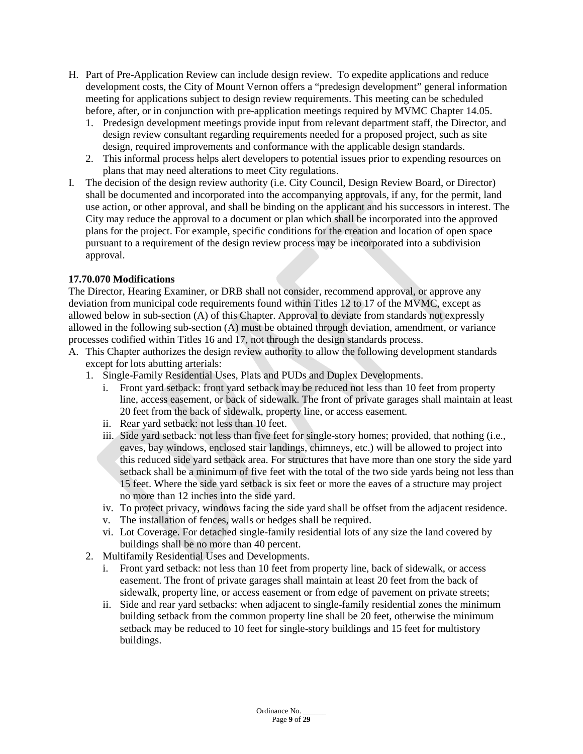H. Part of Pre-Application Review can include design review. To expedite applications and reduce development costs, the City of Mount Vernon offers a "predesign development" general information meeting for applications subject to design review requirements. This meeting can be scheduled before, after, or in conjunction with pre-application meetings required by MVMC Chapter 14.05.
   1. Predesign development meetings provide input from relevant department staff, the Director, and design review consultant regarding requirements needed for a proposed project, such as site design, required improvements and conformance with the applicable design standards.
   2. This informal process helps alert developers to potential issues prior to expending resources on plans that may need alterations to meet City regulations.

I. The decision of the design review authority (i.e. City Council, Design Review Board, or Director) shall be documented and incorporated into the accompanying approvals, if any, for the permit, land use action, or other approval, and shall be binding on the applicant and his successors in interest. The City may reduce the approval to a document or plan which shall be incorporated into the approved plans for the project. For example, specific conditions for the creation and location of open space pursuant to a requirement of the design review process may be incorporated into a subdivision approval.

**17.70.070 Modifications**

The Director, Hearing Examiner, or DRB shall not consider, recommend approval, or approve any deviation from municipal code requirements found within Titles 12 to 17 of the MVMC, except as allowed below in sub-section (A) of this Chapter. Approval to deviate from standards not expressly allowed in the following sub-section (A) must be obtained through deviation, amendment, or variance processes codified within Titles 16 and 17, not through the design standards process.

A. This Chapter authorizes the design review authority to allow the following development standards except for lots abutting arterials:
   1. Single-Family Residential Uses, Plats and PUDs and Duplex Developments.
      i. Front yard setback: front yard setback may be reduced not less than 10 feet from property line, access easement, or back of sidewalk. The front of private garages shall maintain at least 20 feet from the back of sidewalk, property line, or access easement.
      ii. Rear yard setback: not less than 10 feet.
      iii. Side yard setback: not less than five feet for single-story homes; provided, that nothing (i.e., eaves, bay windows, enclosed stair landings, chimneys, etc.) will be allowed to project into this reduced side yard setback area. For structures that have more than one story the side yard setback shall be a minimum of five feet with the total of the two side yards being not less than 15 feet. Where the side yard setback is six feet or more the eaves of a structure may project no more than 12 inches into the side yard.
      iv. To protect privacy, windows facing the side yard shall be offset from the adjacent residence.
      v. The installation of fences, walls or hedges shall be required.
      vi. Lot Coverage. For detached single-family residential lots of any size the land covered by buildings shall be no more than 40 percent.
   2. Multifamily Residential Uses and Developments.
      i. Front yard setback: not less than 10 feet from property line, back of sidewalk, or access easement. The front of private garages shall maintain at least 20 feet from the back of sidewalk, property line, or access easement or from edge of pavement on private streets;
      ii. Side and rear yard setbacks: when adjacent to single-family residential zones the minimum building setback from the common property line shall be 20 feet, otherwise the minimum setback may be reduced to 10 feet for single-story buildings and 15 feet for multistory buildings.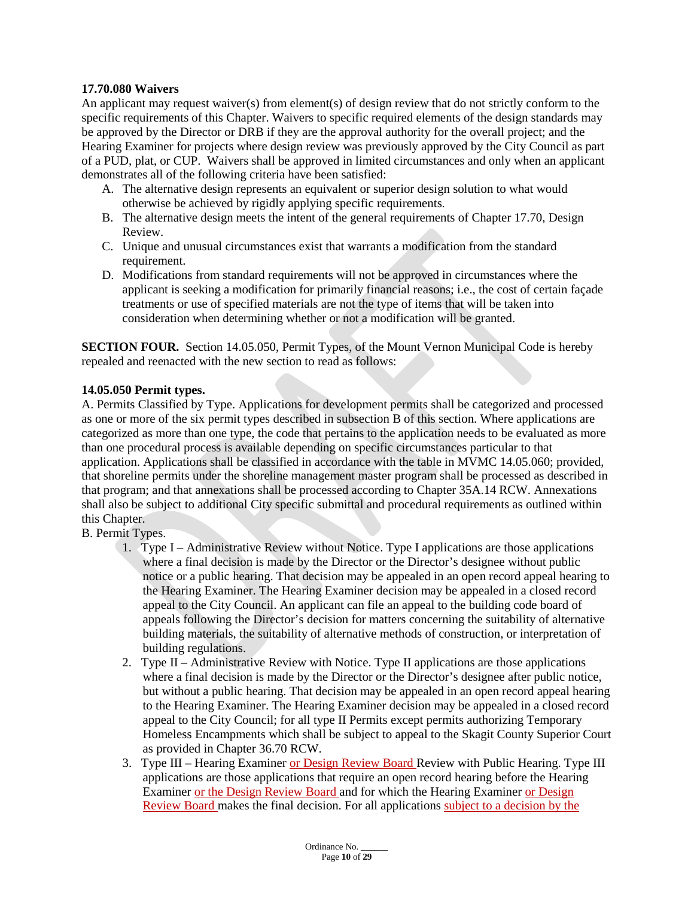**17.70.080 Waivers**

An applicant may request waiver(s) from element(s) of design review that do not strictly conform to the specific requirements of this Chapter. Waivers to specific required elements of the design standards may be approved by the Director or DRB if they are the approval authority for the overall project; and the Hearing Examiner for projects where design review was previously approved by the City Council as part of a PUD, plat, or CUP. Waivers shall be approved in limited circumstances and only when an applicant demonstrates all of the following criteria have been satisfied:

A. The alternative design represents an equivalent or superior design solution to what would otherwise be achieved by rigidly applying specific requirements.
B. The alternative design meets the intent of the general requirements of Chapter 17.70, Design Review.
C. Unique and unusual circumstances exist that warrants a modification from the standard requirement.
D. Modifications from standard requirements will not be approved in circumstances where the applicant is seeking a modification for primarily financial reasons; i.e., the cost of certain façade treatments or use of specified materials are not the type of items that will be taken into consideration when determining whether or not a modification will be granted.

**SECTION FOUR.** Section 14.05.050, Permit Types, of the Mount Vernon Municipal Code is hereby repealed and reenacted with the new section to read as follows:

**14.05.050 Permit types.**

A. Permits Classified by Type. Applications for development permits shall be categorized and processed as one or more of the six permit types described in subsection B of this section. Where applications are categorized as more than one type, the code that pertains to the application needs to be evaluated as more than one procedural process is available depending on specific circumstances particular to that application. Applications shall be classified in accordance with the table in MVMC 14.05.060; provided, that shoreline permits under the shoreline management master program shall be processed as described in that program; and that annexations shall be processed according to Chapter 35A.14 RCW. Annexations shall also be subject to additional City specific submittal and procedural requirements as outlined within this Chapter.

B. Permit Types.

1. Type I – Administrative Review without Notice. Type I applications are those applications where a final decision is made by the Director or the Director's designee without public notice or a public hearing. That decision may be appealed in an open record appeal hearing to the Hearing Examiner. The Hearing Examiner decision may be appealed in a closed record appeal to the City Council. An applicant can file an appeal to the building code board of appeals following the Director's decision for matters concerning the suitability of alternative building materials, the suitability of alternative methods of construction, or interpretation of building regulations.
2. Type II – Administrative Review with Notice. Type II applications are those applications where a final decision is made by the Director or the Director's designee after public notice, but without a public hearing. That decision may be appealed in an open record appeal hearing to the Hearing Examiner. The Hearing Examiner decision may be appealed in a closed record appeal to the City Council; for all type II Permits except permits authorizing Temporary Homeless Encampments which shall be subject to appeal to the Skagit County Superior Court as provided in Chapter 36.70 RCW.
3. Type III – Hearing Examiner or Design Review Board Review with Public Hearing. Type III applications are those applications that require an open record hearing before the Hearing Examiner or the Design Review Board and for which the Hearing Examiner or Design Review Board makes the final decision. For all applications subject to a decision by the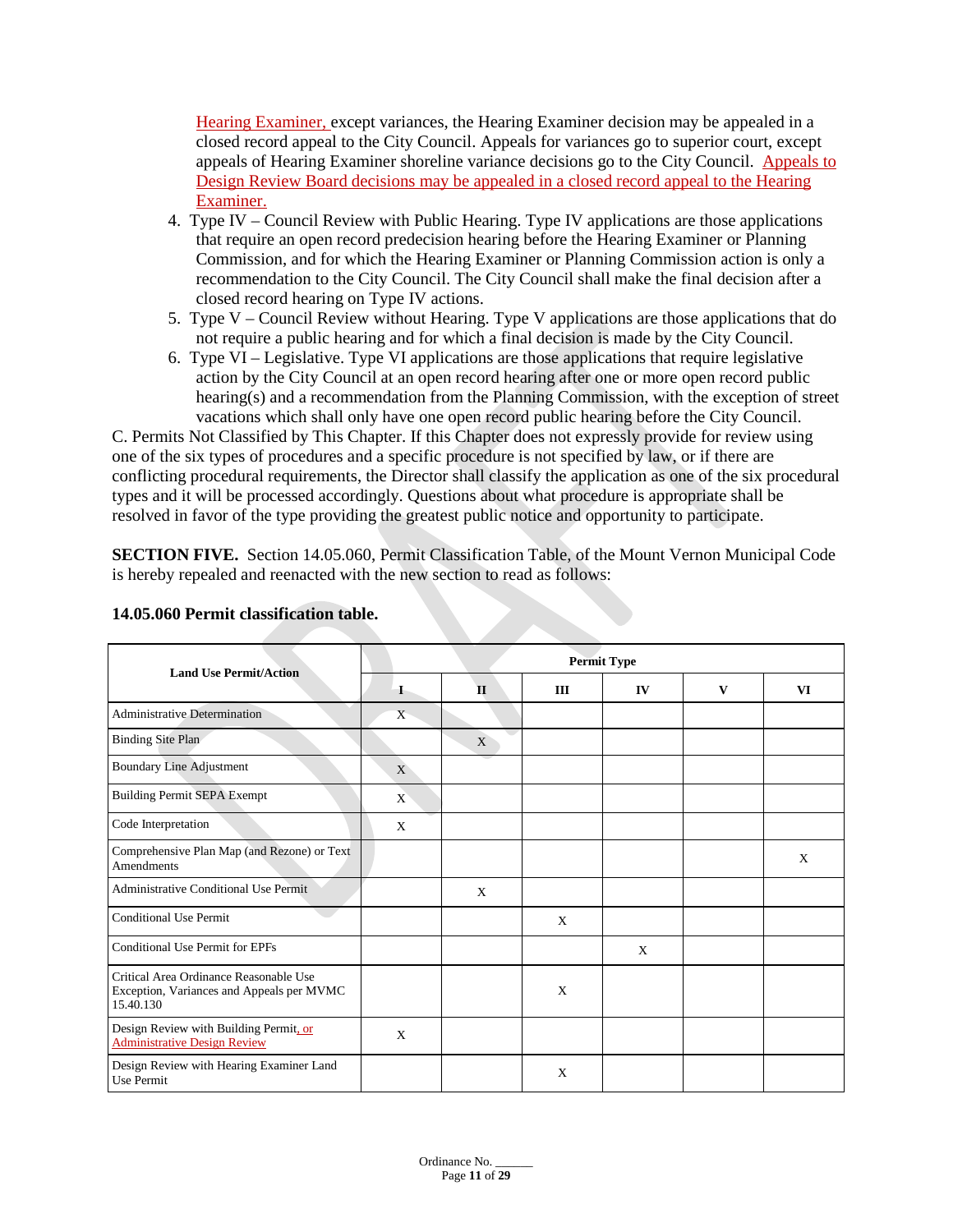Hearing Examiner, except variances, the Hearing Examiner decision may be appealed in a closed record appeal to the City Council. Appeals for variances go to superior court, except appeals of Hearing Examiner shoreline variance decisions go to the City Council. Appeals to Design Review Board decisions may be appealed in a closed record appeal to the Hearing Examiner.

4. Type IV – Council Review with Public Hearing. Type IV applications are those applications that require an open record predecision hearing before the Hearing Examiner or Planning Commission, and for which the Hearing Examiner or Planning Commission action is only a recommendation to the City Council. The City Council shall make the final decision after a closed record hearing on Type IV actions.
5. Type V – Council Review without Hearing. Type V applications are those applications that do not require a public hearing and for which a final decision is made by the City Council.
6. Type VI – Legislative. Type VI applications are those applications that require legislative action by the City Council at an open record hearing after one or more open record public hearing(s) and a recommendation from the Planning Commission, with the exception of street vacations which shall only have one open record public hearing before the City Council.

C. Permits Not Classified by This Chapter. If this Chapter does not expressly provide for review using one of the six types of procedures and a specific procedure is not specified by law, or if there are conflicting procedural requirements, the Director shall classify the application as one of the six procedural types and it will be processed accordingly. Questions about what procedure is appropriate shall be resolved in favor of the type providing the greatest public notice and opportunity to participate.

**SECTION FIVE.** Section 14.05.060, Permit Classification Table, of the Mount Vernon Municipal Code is hereby repealed and reenacted with the new section to read as follows:

**14.05.060 Permit classification table.**

| Land Use Permit/Action | Permit Type | | | | | |
|---|---|---|---|---|---|---|
| | I | II | III | IV | V | VI |
| Administrative Determination | X | | | | | |
| Binding Site Plan | | X | | | | |
| Boundary Line Adjustment | X | | | | | |
| Building Permit SEPA Exempt | X | | | | | |
| Code Interpretation | X | | | | | |
| Comprehensive Plan Map (and Rezone) or Text Amendments | | | | | | X |
| Administrative Conditional Use Permit | | X | | | | |
| Conditional Use Permit | | | X | | | |
| Conditional Use Permit for EPFs | | | | X | | |
| Critical Area Ordinance Reasonable Use Exception, Variances and Appeals per MVMC 15.40.130 | | | X | | | |
| Design Review with Building Permit, or Administrative Design Review | X | | | | | |
| Design Review with Hearing Examiner Land Use Permit | | | X | | | |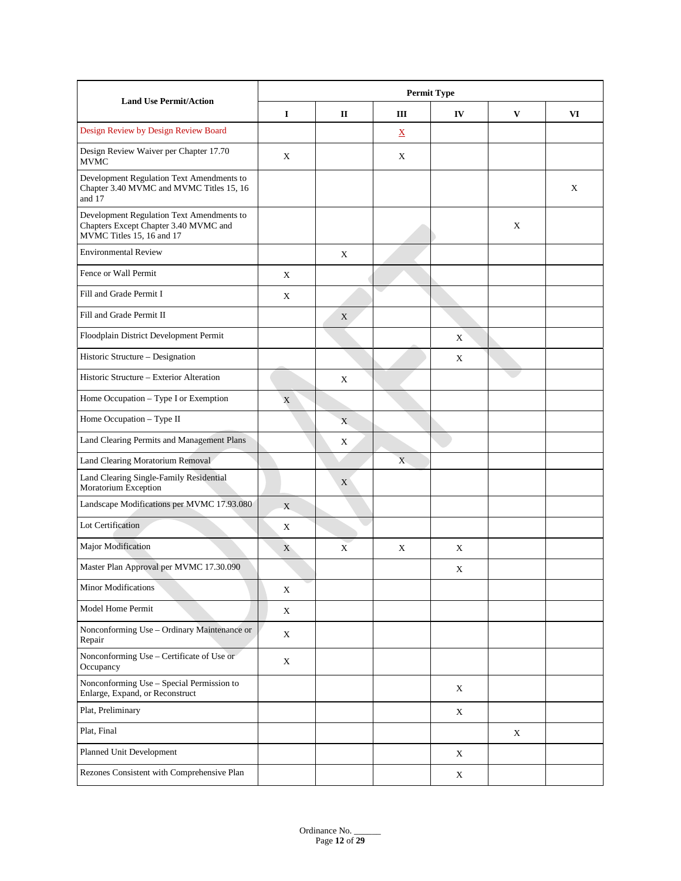| Land Use Permit/Action | Permit Type | | | | | |
|---|---|---|---|---|---|---|
| | I | II | III | IV | V | VI |
| Design Review by Design Review Board | | | X | | | |
| Design Review Waiver per Chapter 17.70 MVMC | X | | X | | | |
| Development Regulation Text Amendments to Chapter 3.40 MVMC and MVMC Titles 15, 16 and 17 | | | | | | X |
| Development Regulation Text Amendments to Chapters Except Chapter 3.40 MVMC and MVMC Titles 15, 16 and 17 | | | | | X | |
| Environmental Review | | X | | | | |
| Fence or Wall Permit | X | | | | | |
| Fill and Grade Permit I | X | | | | | |
| Fill and Grade Permit II | | X | | | | |
| Floodplain District Development Permit | | | | X | | |
| Historic Structure – Designation | | | | X | | |
| Historic Structure – Exterior Alteration | | X | | | | |
| Home Occupation – Type I or Exemption | X | | | | | |
| Home Occupation – Type II | | X | | | | |
| Land Clearing Permits and Management Plans | | X | | | | |
| Land Clearing Moratorium Removal | | | X | | | |
| Land Clearing Single-Family Residential Moratorium Exception | | X | | | | |
| Landscape Modifications per MVMC 17.93.080 | X | | | | | |
| Lot Certification | X | | | | | |
| Major Modification | X | X | X | X | | |
| Master Plan Approval per MVMC 17.30.090 | | | | X | | |
| Minor Modifications | X | | | | | |
| Model Home Permit | X | | | | | |
| Nonconforming Use – Ordinary Maintenance or Repair | X | | | | | |
| Nonconforming Use – Certificate of Use or Occupancy | X | | | | | |
| Nonconforming Use – Special Permission to Enlarge, Expand, or Reconstruct | | | | X | | |
| Plat, Preliminary | | | | X | | |
| Plat, Final | | | | | X | |
| Planned Unit Development | | | | X | | |
| Rezones Consistent with Comprehensive Plan | | | | X | | |

Ordinance No. ______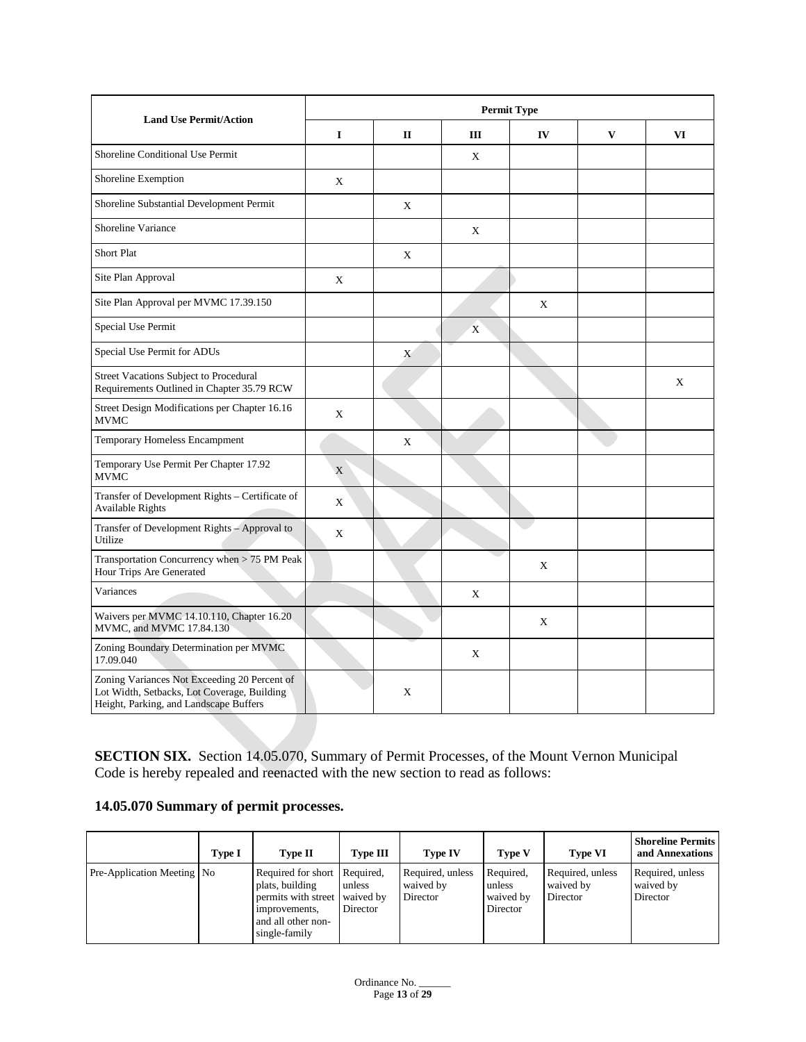| Land Use Permit/Action | Permit Type | | | | | |
|---|---|---|---|---|---|---|
| | I | II | III | IV | V | VI |
| Shoreline Conditional Use Permit | | | X | | | |
| Shoreline Exemption | X | | | | | |
| Shoreline Substantial Development Permit | | X | | | | |
| Shoreline Variance | | | X | | | |
| Short Plat | | X | | | | |
| Site Plan Approval | X | | | | | |
| Site Plan Approval per MVMC 17.39.150 | | | | X | | |
| Special Use Permit | | | X | | | |
| Special Use Permit for ADUs | | X | | | | |
| Street Vacations Subject to Procedural Requirements Outlined in Chapter 35.79 RCW | | | | | | X |
| Street Design Modifications per Chapter 16.16 MVMC | X | | | | | |
| Temporary Homeless Encampment | | X | | | | |
| Temporary Use Permit Per Chapter 17.92 MVMC | X | | | | | |
| Transfer of Development Rights – Certificate of Available Rights | X | | | | | |
| Transfer of Development Rights – Approval to Utilize | X | | | | | |
| Transportation Concurrency when > 75 PM Peak Hour Trips Are Generated | | | | X | | |
| Variances | | | X | | | |
| Waivers per MVMC 14.10.110, Chapter 16.20 MVMC, and MVMC 17.84.130 | | | | X | | |
| Zoning Boundary Determination per MVMC 17.09.040 | | | X | | | |
| Zoning Variances Not Exceeding 20 Percent of Lot Width, Setbacks, Lot Coverage, Building Height, Parking, and Landscape Buffers | | X | | | | |

**SECTION SIX.** Section 14.05.070, Summary of Permit Processes, of the Mount Vernon Municipal Code is hereby repealed and reenacted with the new section to read as follows:

### 14.05.070 Summary of permit processes.

| | Type I | Type II | Type III | Type IV | Type V | Type VI | Shoreline Permits and Annexations |
|---|---|---|---|---|---|---|---|
| Pre-Application Meeting | No | Required for short plats, building permits with street improvements, and all other non-single-family | Required, unless waived by Director | Required, unless waived by Director | Required, unless waived by Director | Required, unless waived by Director | Required, unless waived by Director |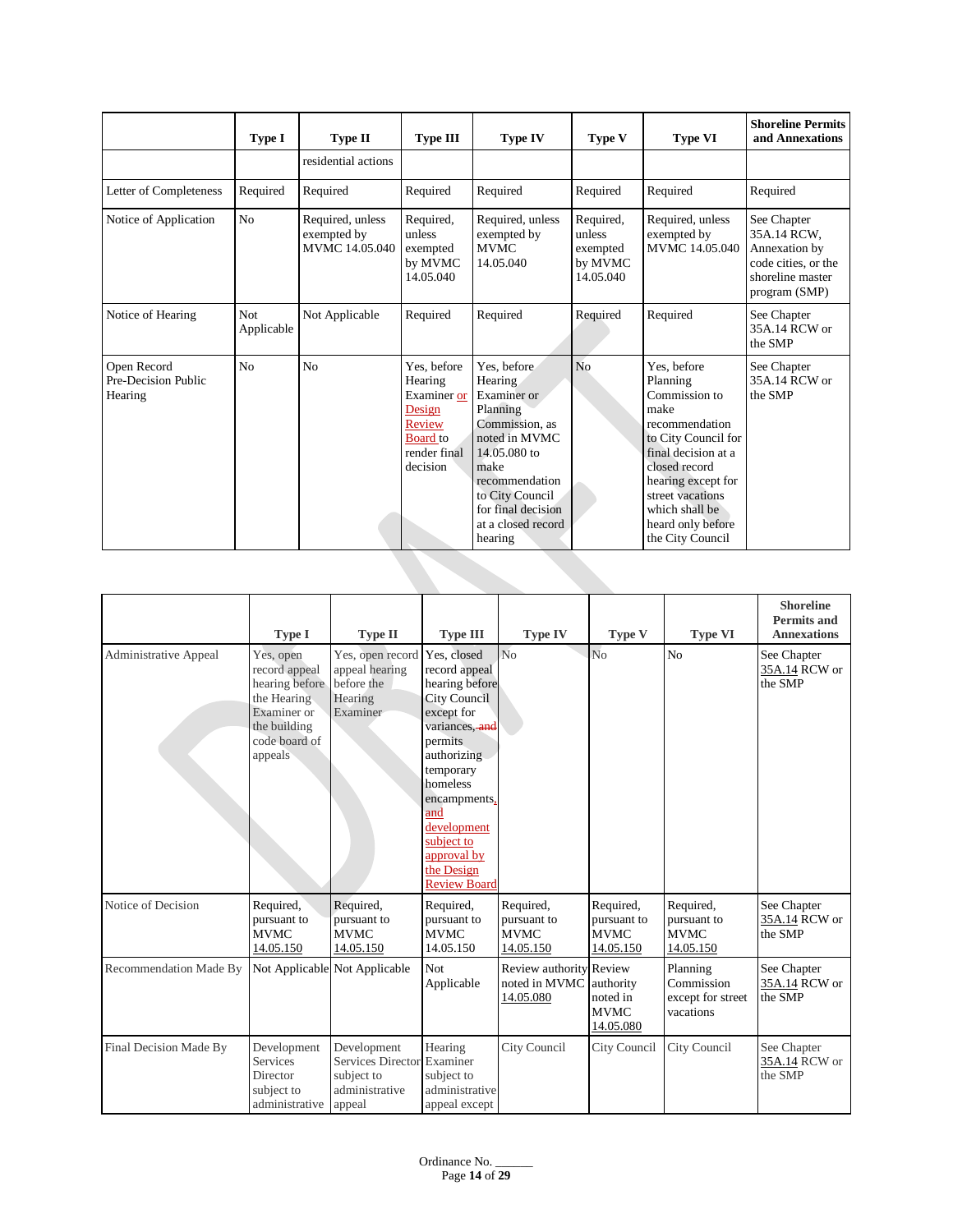| | Type I | Type II | Type III | Type IV | Type V | Type VI | Shoreline Permits and Annexations |
|---|---|---|---|---|---|---|---|
| | | residential actions | | | | | |
| Letter of Completeness | Required | Required | Required | Required | Required | Required | Required |
| Notice of Application | No | Required, unless exempted by MVMC 14.05.040 | Required, unless exempted by MVMC 14.05.040 | Required, unless exempted by MVMC 14.05.040 | Required, unless exempted by MVMC 14.05.040 | Required, unless exempted by MVMC 14.05.040 | See Chapter 35A.14 RCW, Annexation by code cities, or the shoreline master program (SMP) |
| Notice of Hearing | Not Applicable | Not Applicable | Required | Required | Required | Required | See Chapter 35A.14 RCW or the SMP |
| Open Record Pre-Decision Public Hearing | No | No | Yes, before Hearing Examiner or Design Review Board to render final decision | Yes, before Hearing Examiner or Planning Commission, as noted in MVMC 14.05.080 to make recommendation to City Council for final decision at a closed record hearing | No | Yes, before Planning Commission to make recommendation to City Council for final decision at a closed record hearing except for street vacations which shall be heard only before the City Council | See Chapter 35A.14 RCW or the SMP |

| | Type I | Type II | Type III | Type IV | Type V | Type VI | Shoreline Permits and Annexations |
|---|---|---|---|---|---|---|---|
| Administrative Appeal | Yes, open record appeal hearing before the Hearing Examiner or the building code board of appeals | Yes, open record appeal hearing before the Hearing Examiner | Yes, closed record appeal hearing before City Council except for variances, ~~and~~ permits authorizing temporary homeless encampments, and development subject to approval by the Design Review Board | No | No | No | See Chapter 35A.14 RCW or the SMP |
| Notice of Decision | Required, pursuant to MVMC 14.05.150 | Required, pursuant to MVMC 14.05.150 | Required, pursuant to MVMC 14.05.150 | Required, pursuant to MVMC 14.05.150 | Required, pursuant to MVMC 14.05.150 | Required, pursuant to MVMC 14.05.150 | See Chapter 35A.14 RCW or the SMP |
| Recommendation Made By | Not Applicable | Not Applicable | Not Applicable | Review authority noted in MVMC 14.05.080 | Review authority noted in MVMC 14.05.080 | Planning Commission except for street vacations | See Chapter 35A.14 RCW or the SMP |
| Final Decision Made By | Development Services Director subject to administrative | Development Services Director subject to administrative appeal | Hearing Examiner subject to administrative appeal except | City Council | City Council | City Council | See Chapter 35A.14 RCW or the SMP |

Ordinance No. ______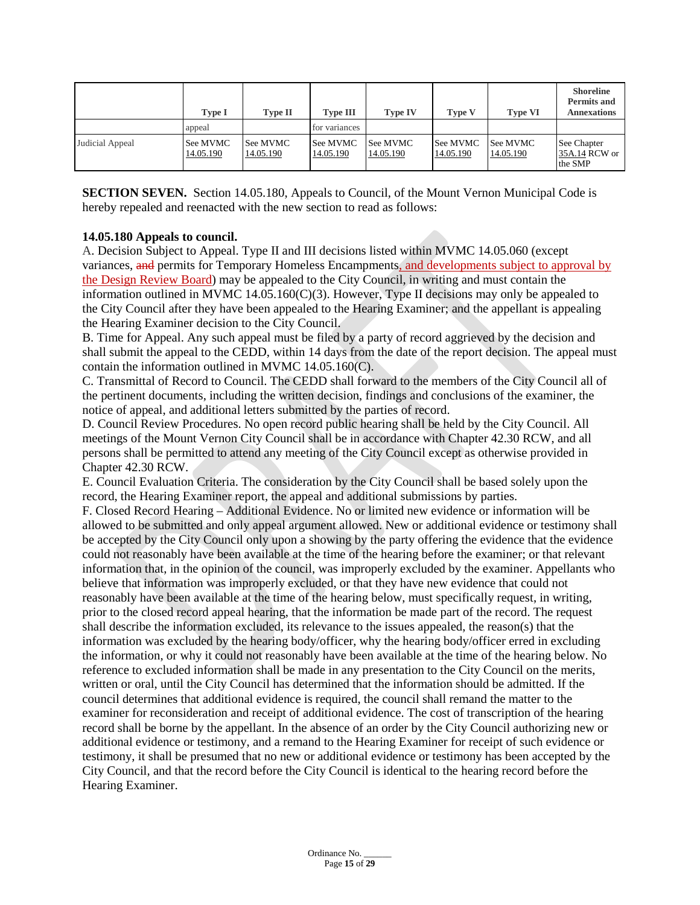| | Type I | Type II | Type III | Type IV | Type V | Type VI | Shoreline Permits and Annexations |
|---|---|---|---|---|---|---|---|
| | appeal | | for variances | | | | |
| Judicial Appeal | See MVMC 14.05.190 | See MVMC 14.05.190 | See MVMC 14.05.190 | See MVMC 14.05.190 | See MVMC 14.05.190 | See MVMC 14.05.190 | See Chapter 35A.14 RCW or the SMP |

**SECTION SEVEN.** Section 14.05.180, Appeals to Council, of the Mount Vernon Municipal Code is hereby repealed and reenacted with the new section to read as follows:

**14.05.180 Appeals to council.**

A. Decision Subject to Appeal. Type II and III decisions listed within MVMC 14.05.060 (except variances, ~~and~~ permits for Temporary Homeless Encampments, and developments subject to approval by the Design Review Board) may be appealed to the City Council, in writing and must contain the information outlined in MVMC 14.05.160(C)(3). However, Type II decisions may only be appealed to the City Council after they have been appealed to the Hearing Examiner; and the appellant is appealing the Hearing Examiner decision to the City Council.

B. Time for Appeal. Any such appeal must be filed by a party of record aggrieved by the decision and shall submit the appeal to the CEDD, within 14 days from the date of the report decision. The appeal must contain the information outlined in MVMC 14.05.160(C).

C. Transmittal of Record to Council. The CEDD shall forward to the members of the City Council all of the pertinent documents, including the written decision, findings and conclusions of the examiner, the notice of appeal, and additional letters submitted by the parties of record.

D. Council Review Procedures. No open record public hearing shall be held by the City Council. All meetings of the Mount Vernon City Council shall be in accordance with Chapter 42.30 RCW, and all persons shall be permitted to attend any meeting of the City Council except as otherwise provided in Chapter 42.30 RCW.

E. Council Evaluation Criteria. The consideration by the City Council shall be based solely upon the record, the Hearing Examiner report, the appeal and additional submissions by parties.

F. Closed Record Hearing – Additional Evidence. No or limited new evidence or information will be allowed to be submitted and only appeal argument allowed. New or additional evidence or testimony shall be accepted by the City Council only upon a showing by the party offering the evidence that the evidence could not reasonably have been available at the time of the hearing before the examiner; or that relevant information that, in the opinion of the council, was improperly excluded by the examiner. Appellants who believe that information was improperly excluded, or that they have new evidence that could not reasonably have been available at the time of the hearing below, must specifically request, in writing, prior to the closed record appeal hearing, that the information be made part of the record. The request shall describe the information excluded, its relevance to the issues appealed, the reason(s) that the information was excluded by the hearing body/officer, why the hearing body/officer erred in excluding the information, or why it could not reasonably have been available at the time of the hearing below. No reference to excluded information shall be made in any presentation to the City Council on the merits, written or oral, until the City Council has determined that the information should be admitted. If the council determines that additional evidence is required, the council shall remand the matter to the examiner for reconsideration and receipt of additional evidence. The cost of transcription of the hearing record shall be borne by the appellant. In the absence of an order by the City Council authorizing new or additional evidence or testimony, and a remand to the Hearing Examiner for receipt of such evidence or testimony, it shall be presumed that no new or additional evidence or testimony has been accepted by the City Council, and that the record before the City Council is identical to the hearing record before the Hearing Examiner.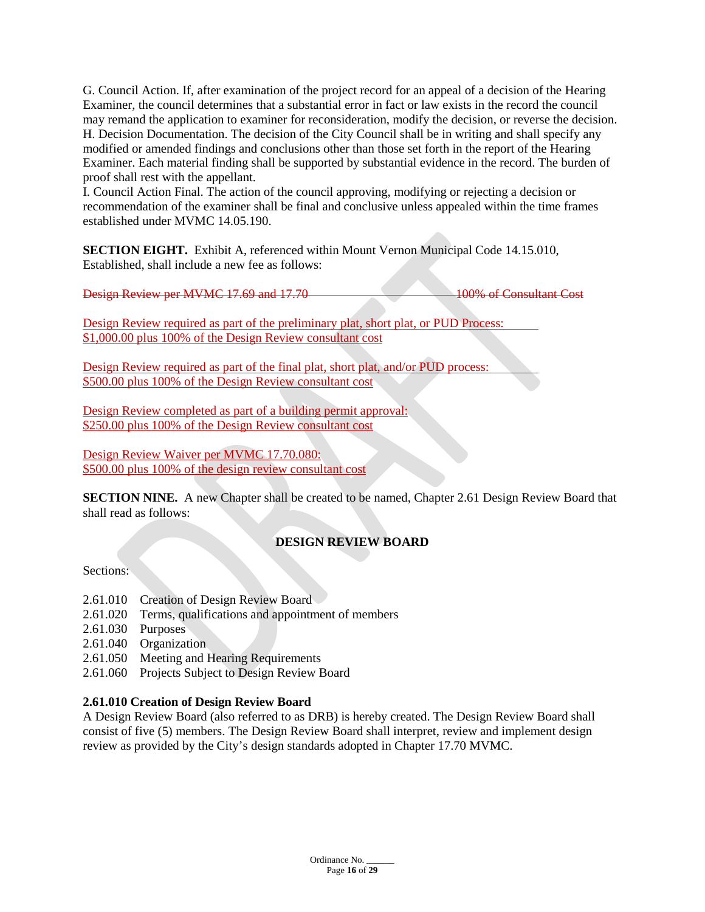G. Council Action. If, after examination of the project record for an appeal of a decision of the Hearing Examiner, the council determines that a substantial error in fact or law exists in the record the council may remand the application to examiner for reconsideration, modify the decision, or reverse the decision.
H. Decision Documentation. The decision of the City Council shall be in writing and shall specify any modified or amended findings and conclusions other than those set forth in the report of the Hearing Examiner. Each material finding shall be supported by substantial evidence in the record. The burden of proof shall rest with the appellant.
I. Council Action Final. The action of the council approving, modifying or rejecting a decision or recommendation of the examiner shall be final and conclusive unless appealed within the time frames established under MVMC 14.05.190.

**SECTION EIGHT.** Exhibit A, referenced within Mount Vernon Municipal Code 14.15.010, Established, shall include a new fee as follows:

~~Design Review per MVMC 17.69 and 17.70 100% of Consultant Cost~~

<u>Design Review required as part of the preliminary plat, short plat, or PUD Process: $1,000.00 plus 100% of the Design Review consultant cost</u>

<u>Design Review required as part of the final plat, short plat, and/or PUD process: $500.00 plus 100% of the Design Review consultant cost</u>

<u>Design Review completed as part of a building permit approval: $250.00 plus 100% of the Design Review consultant cost</u>

<u>Design Review Waiver per MVMC 17.70.080: $500.00 plus 100% of the design review consultant cost</u>

**SECTION NINE.** A new Chapter shall be created to be named, Chapter 2.61 Design Review Board that shall read as follows:

## DESIGN REVIEW BOARD

Sections:

2.61.010 Creation of Design Review Board
2.61.020 Terms, qualifications and appointment of members
2.61.030 Purposes
2.61.040 Organization
2.61.050 Meeting and Hearing Requirements
2.61.060 Projects Subject to Design Review Board

**2.61.010 Creation of Design Review Board**
A Design Review Board (also referred to as DRB) is hereby created. The Design Review Board shall consist of five (5) members. The Design Review Board shall interpret, review and implement design review as provided by the City's design standards adopted in Chapter 17.70 MVMC.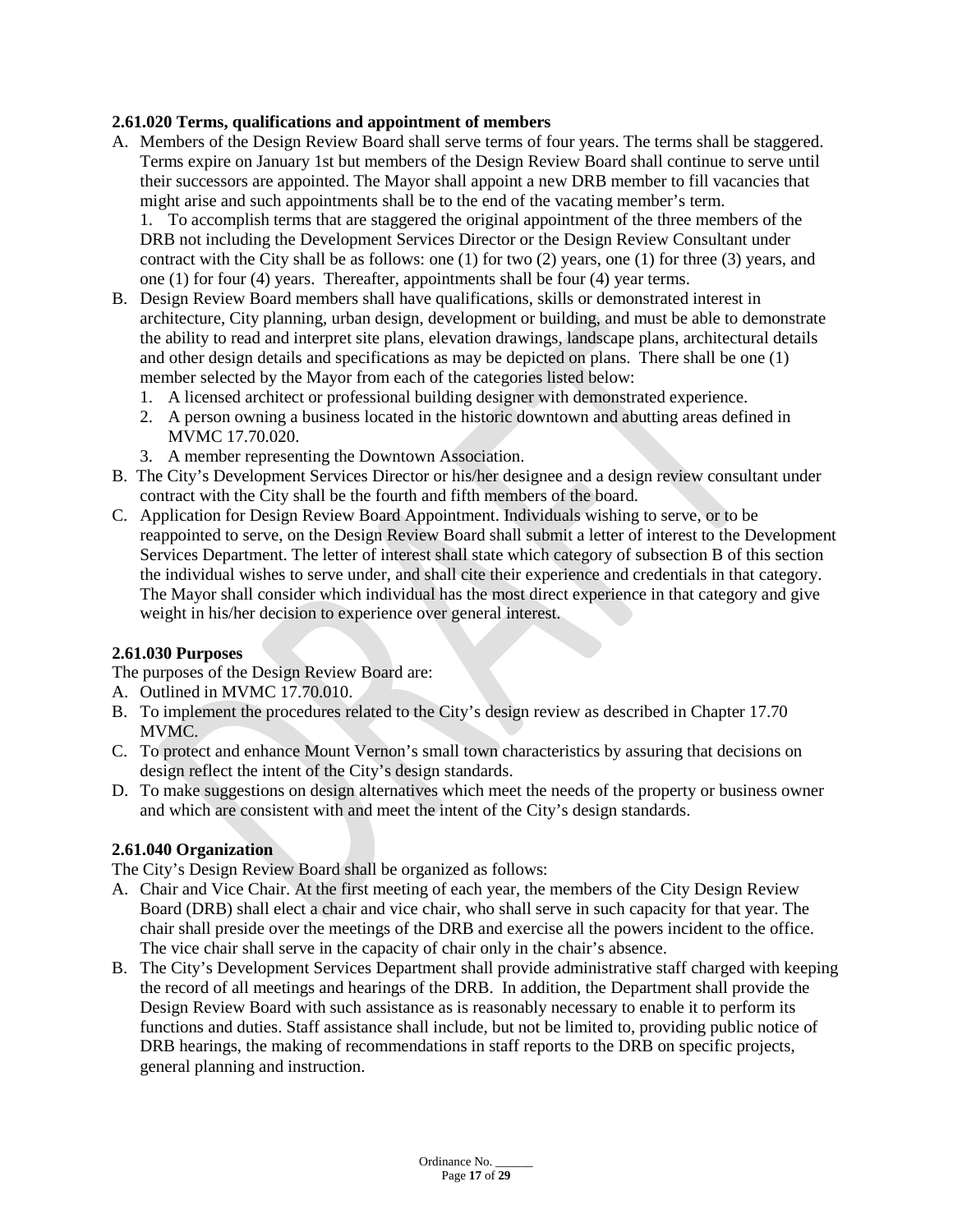**2.61.020 Terms, qualifications and appointment of members**

A. Members of the Design Review Board shall serve terms of four years. The terms shall be staggered. Terms expire on January 1st but members of the Design Review Board shall continue to serve until their successors are appointed. The Mayor shall appoint a new DRB member to fill vacancies that might arise and such appointments shall be to the end of the vacating member's term.

   1. To accomplish terms that are staggered the original appointment of the three members of the DRB not including the Development Services Director or the Design Review Consultant under contract with the City shall be as follows: one (1) for two (2) years, one (1) for three (3) years, and one (1) for four (4) years. Thereafter, appointments shall be four (4) year terms.

B. Design Review Board members shall have qualifications, skills or demonstrated interest in architecture, City planning, urban design, development or building, and must be able to demonstrate the ability to read and interpret site plans, elevation drawings, landscape plans, architectural details and other design details and specifications as may be depicted on plans. There shall be one (1) member selected by the Mayor from each of the categories listed below:

   1. A licensed architect or professional building designer with demonstrated experience.
   2. A person owning a business located in the historic downtown and abutting areas defined in MVMC 17.70.020.
   3. A member representing the Downtown Association.

B. The City's Development Services Director or his/her designee and a design review consultant under contract with the City shall be the fourth and fifth members of the board.

C. Application for Design Review Board Appointment. Individuals wishing to serve, or to be reappointed to serve, on the Design Review Board shall submit a letter of interest to the Development Services Department. The letter of interest shall state which category of subsection B of this section the individual wishes to serve under, and shall cite their experience and credentials in that category. The Mayor shall consider which individual has the most direct experience in that category and give weight in his/her decision to experience over general interest.

**2.61.030 Purposes**

The purposes of the Design Review Board are:

A. Outlined in MVMC 17.70.010.
B. To implement the procedures related to the City's design review as described in Chapter 17.70 MVMC.
C. To protect and enhance Mount Vernon's small town characteristics by assuring that decisions on design reflect the intent of the City's design standards.
D. To make suggestions on design alternatives which meet the needs of the property or business owner and which are consistent with and meet the intent of the City's design standards.

**2.61.040 Organization**

The City's Design Review Board shall be organized as follows:

A. Chair and Vice Chair. At the first meeting of each year, the members of the City Design Review Board (DRB) shall elect a chair and vice chair, who shall serve in such capacity for that year. The chair shall preside over the meetings of the DRB and exercise all the powers incident to the office. The vice chair shall serve in the capacity of chair only in the chair's absence.
B. The City's Development Services Department shall provide administrative staff charged with keeping the record of all meetings and hearings of the DRB. In addition, the Department shall provide the Design Review Board with such assistance as is reasonably necessary to enable it to perform its functions and duties. Staff assistance shall include, but not be limited to, providing public notice of DRB hearings, the making of recommendations in staff reports to the DRB on specific projects, general planning and instruction.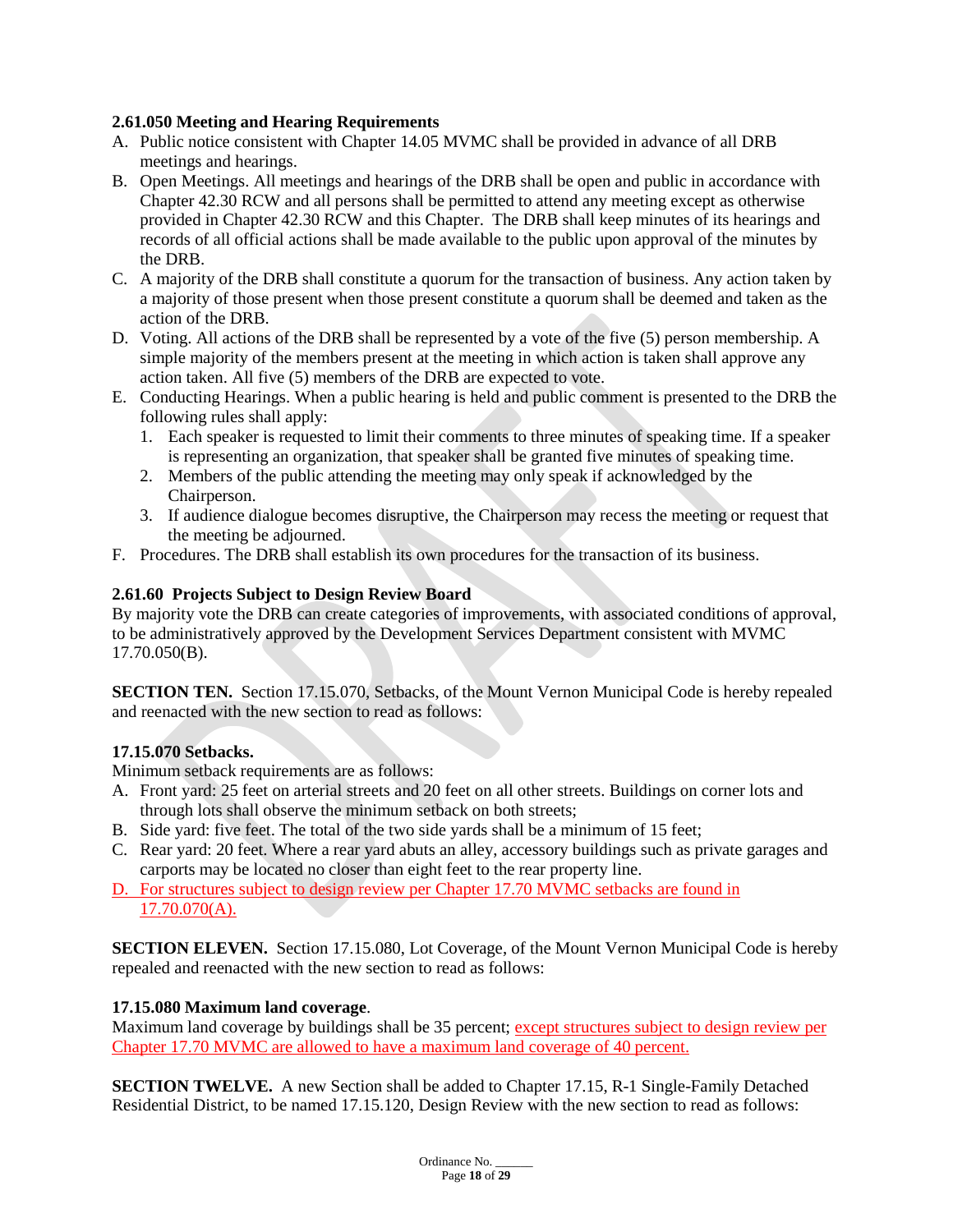**2.61.050 Meeting and Hearing Requirements**

A. Public notice consistent with Chapter 14.05 MVMC shall be provided in advance of all DRB meetings and hearings.
B. Open Meetings. All meetings and hearings of the DRB shall be open and public in accordance with Chapter 42.30 RCW and all persons shall be permitted to attend any meeting except as otherwise provided in Chapter 42.30 RCW and this Chapter. The DRB shall keep minutes of its hearings and records of all official actions shall be made available to the public upon approval of the minutes by the DRB.
C. A majority of the DRB shall constitute a quorum for the transaction of business. Any action taken by a majority of those present when those present constitute a quorum shall be deemed and taken as the action of the DRB.
D. Voting. All actions of the DRB shall be represented by a vote of the five (5) person membership. A simple majority of the members present at the meeting in which action is taken shall approve any action taken. All five (5) members of the DRB are expected to vote.
E. Conducting Hearings. When a public hearing is held and public comment is presented to the DRB the following rules shall apply:
   1. Each speaker is requested to limit their comments to three minutes of speaking time. If a speaker is representing an organization, that speaker shall be granted five minutes of speaking time.
   2. Members of the public attending the meeting may only speak if acknowledged by the Chairperson.
   3. If audience dialogue becomes disruptive, the Chairperson may recess the meeting or request that the meeting be adjourned.
F. Procedures. The DRB shall establish its own procedures for the transaction of its business.

**2.61.60 Projects Subject to Design Review Board**

By majority vote the DRB can create categories of improvements, with associated conditions of approval, to be administratively approved by the Development Services Department consistent with MVMC 17.70.050(B).

**SECTION TEN.** Section 17.15.070, Setbacks, of the Mount Vernon Municipal Code is hereby repealed and reenacted with the new section to read as follows:

**17.15.070 Setbacks.**

Minimum setback requirements are as follows:

A. Front yard: 25 feet on arterial streets and 20 feet on all other streets. Buildings on corner lots and through lots shall observe the minimum setback on both streets;
B. Side yard: five feet. The total of the two side yards shall be a minimum of 15 feet;
C. Rear yard: 20 feet. Where a rear yard abuts an alley, accessory buildings such as private garages and carports may be located no closer than eight feet to the rear property line.
D. For structures subject to design review per Chapter 17.70 MVMC setbacks are found in 17.70.070(A).

**SECTION ELEVEN.** Section 17.15.080, Lot Coverage, of the Mount Vernon Municipal Code is hereby repealed and reenacted with the new section to read as follows:

**17.15.080 Maximum land coverage**.

Maximum land coverage by buildings shall be 35 percent; except structures subject to design review per Chapter 17.70 MVMC are allowed to have a maximum land coverage of 40 percent.

**SECTION TWELVE.** A new Section shall be added to Chapter 17.15, R-1 Single-Family Detached Residential District, to be named 17.15.120, Design Review with the new section to read as follows: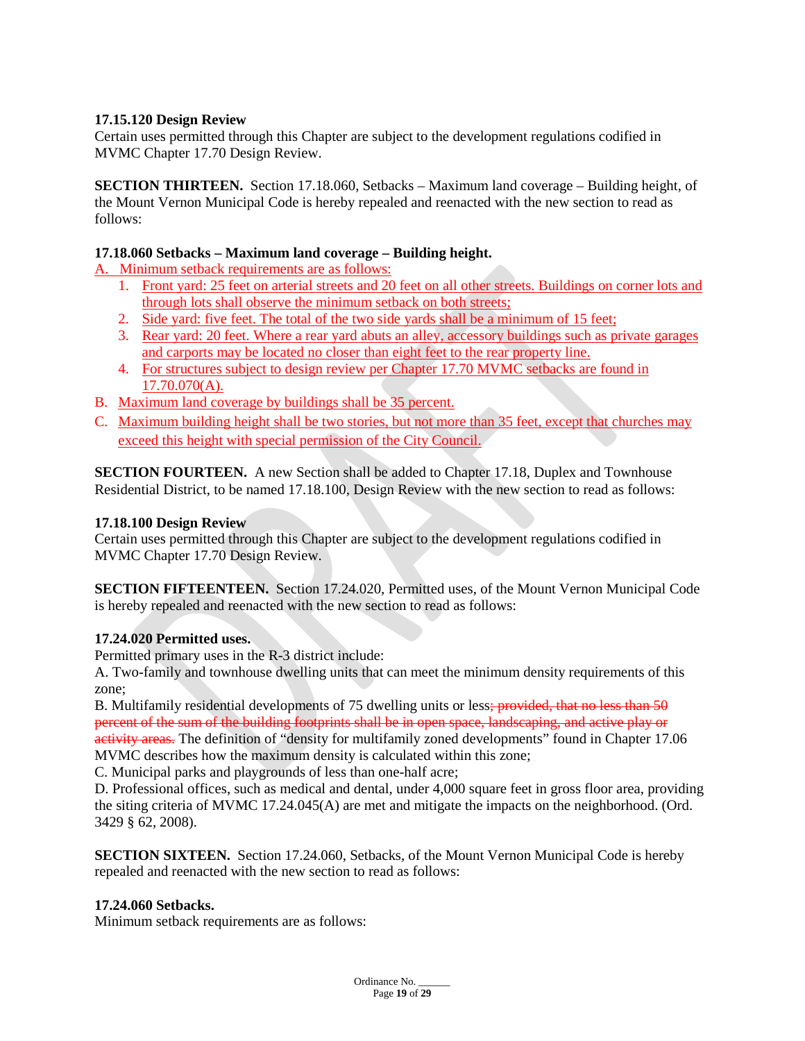**17.15.120 Design Review**
Certain uses permitted through this Chapter are subject to the development regulations codified in MVMC Chapter 17.70 Design Review.

**SECTION THIRTEEN.** Section 17.18.060, Setbacks – Maximum land coverage – Building height, of the Mount Vernon Municipal Code is hereby repealed and reenacted with the new section to read as follows:

**17.18.060 Setbacks – Maximum land coverage – Building height.**

A. Minimum setback requirements are as follows:

1. Front yard: 25 feet on arterial streets and 20 feet on all other streets. Buildings on corner lots and through lots shall observe the minimum setback on both streets;
2. Side yard: five feet. The total of the two side yards shall be a minimum of 15 feet;
3. Rear yard: 20 feet. Where a rear yard abuts an alley, accessory buildings such as private garages and carports may be located no closer than eight feet to the rear property line.
4. For structures subject to design review per Chapter 17.70 MVMC setbacks are found in 17.70.070(A).

B. Maximum land coverage by buildings shall be 35 percent.

C. Maximum building height shall be two stories, but not more than 35 feet, except that churches may exceed this height with special permission of the City Council.

**SECTION FOURTEEN.** A new Section shall be added to Chapter 17.18, Duplex and Townhouse Residential District, to be named 17.18.100, Design Review with the new section to read as follows:

**17.18.100 Design Review**
Certain uses permitted through this Chapter are subject to the development regulations codified in MVMC Chapter 17.70 Design Review.

**SECTION FIFTEENTEEN.** Section 17.24.020, Permitted uses, of the Mount Vernon Municipal Code is hereby repealed and reenacted with the new section to read as follows:

**17.24.020 Permitted uses.**
Permitted primary uses in the R-3 district include:

A. Two-family and townhouse dwelling units that can meet the minimum density requirements of this zone;

B. Multifamily residential developments of 75 dwelling units or less~~; provided, that no less than 50 percent of the sum of the building footprints shall be in open space, landscaping, and active play or activity areas.~~ The definition of "density for multifamily zoned developments" found in Chapter 17.06 MVMC describes how the maximum density is calculated within this zone;

C. Municipal parks and playgrounds of less than one-half acre;

D. Professional offices, such as medical and dental, under 4,000 square feet in gross floor area, providing the siting criteria of MVMC 17.24.045(A) are met and mitigate the impacts on the neighborhood. (Ord. 3429 § 62, 2008).

**SECTION SIXTEEN.** Section 17.24.060, Setbacks, of the Mount Vernon Municipal Code is hereby repealed and reenacted with the new section to read as follows:

**17.24.060 Setbacks.**
Minimum setback requirements are as follows: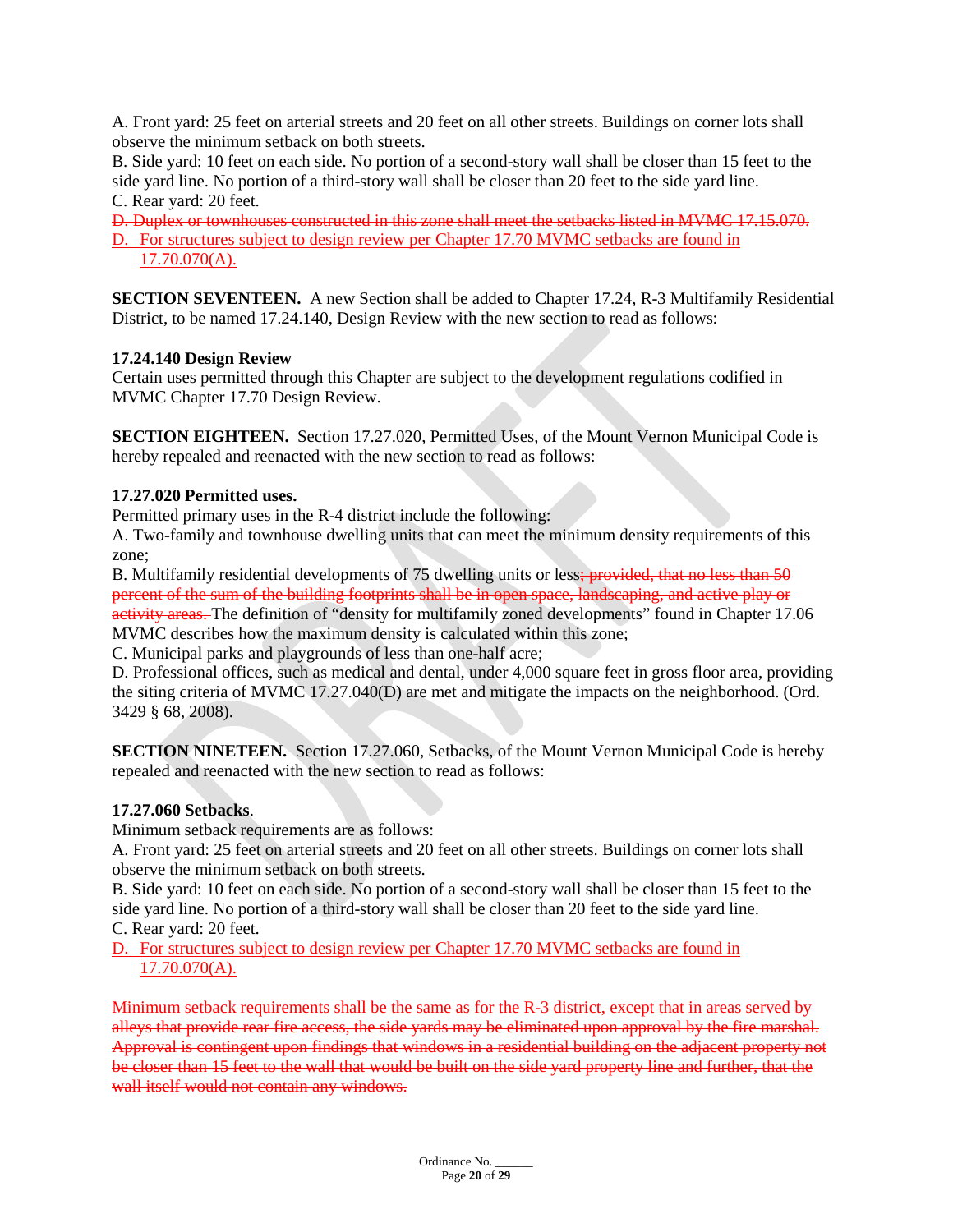A. Front yard: 25 feet on arterial streets and 20 feet on all other streets. Buildings on corner lots shall observe the minimum setback on both streets.
B. Side yard: 10 feet on each side. No portion of a second-story wall shall be closer than 15 feet to the side yard line. No portion of a third-story wall shall be closer than 20 feet to the side yard line.
C. Rear yard: 20 feet.
~~D. Duplex or townhouses constructed in this zone shall meet the setbacks listed in MVMC 17.15.070.~~
<u>D. For structures subject to design review per Chapter 17.70 MVMC setbacks are found in 17.70.070(A).</u>

**SECTION SEVENTEEN.** A new Section shall be added to Chapter 17.24, R-3 Multifamily Residential District, to be named 17.24.140, Design Review with the new section to read as follows:

**17.24.140 Design Review**
Certain uses permitted through this Chapter are subject to the development regulations codified in MVMC Chapter 17.70 Design Review.

**SECTION EIGHTEEN.** Section 17.27.020, Permitted Uses, of the Mount Vernon Municipal Code is hereby repealed and reenacted with the new section to read as follows:

**17.27.020 Permitted uses.**
Permitted primary uses in the R-4 district include the following:
A. Two-family and townhouse dwelling units that can meet the minimum density requirements of this zone;
B. Multifamily residential developments of 75 dwelling units or less~~; provided, that no less than 50 percent of the sum of the building footprints shall be in open space, landscaping, and active play or activity areas.~~ The definition of "density for multifamily zoned developments" found in Chapter 17.06 MVMC describes how the maximum density is calculated within this zone;
C. Municipal parks and playgrounds of less than one-half acre;
D. Professional offices, such as medical and dental, under 4,000 square feet in gross floor area, providing the siting criteria of MVMC 17.27.040(D) are met and mitigate the impacts on the neighborhood. (Ord. 3429 § 68, 2008).

**SECTION NINETEEN.** Section 17.27.060, Setbacks, of the Mount Vernon Municipal Code is hereby repealed and reenacted with the new section to read as follows:

**17.27.060 Setbacks**.
Minimum setback requirements are as follows:
A. Front yard: 25 feet on arterial streets and 20 feet on all other streets. Buildings on corner lots shall observe the minimum setback on both streets.
B. Side yard: 10 feet on each side. No portion of a second-story wall shall be closer than 15 feet to the side yard line. No portion of a third-story wall shall be closer than 20 feet to the side yard line.
C. Rear yard: 20 feet.
<u>D. For structures subject to design review per Chapter 17.70 MVMC setbacks are found in 17.70.070(A).</u>

~~Minimum setback requirements shall be the same as for the R-3 district, except that in areas served by alleys that provide rear fire access, the side yards may be eliminated upon approval by the fire marshal. Approval is contingent upon findings that windows in a residential building on the adjacent property not be closer than 15 feet to the wall that would be built on the side yard property line and further, that the wall itself would not contain any windows.~~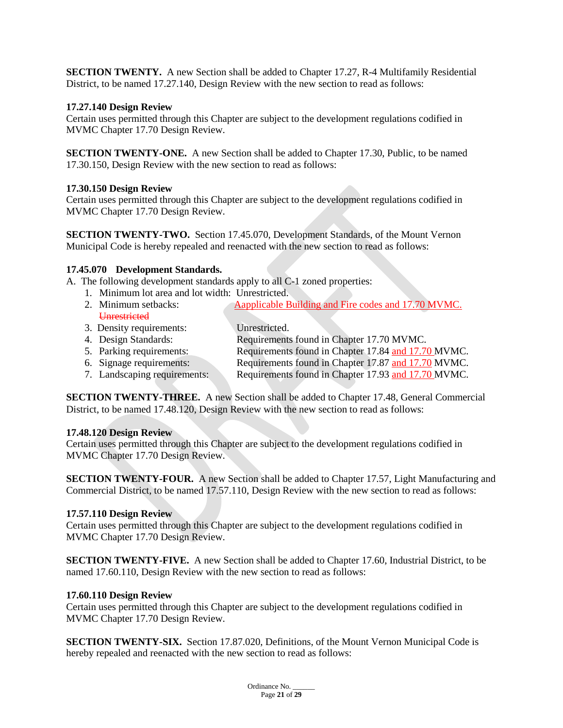**SECTION TWENTY.** A new Section shall be added to Chapter 17.27, R-4 Multifamily Residential District, to be named 17.27.140, Design Review with the new section to read as follows:

**17.27.140 Design Review**
Certain uses permitted through this Chapter are subject to the development regulations codified in MVMC Chapter 17.70 Design Review.

**SECTION TWENTY-ONE.** A new Section shall be added to Chapter 17.30, Public, to be named 17.30.150, Design Review with the new section to read as follows:

**17.30.150 Design Review**
Certain uses permitted through this Chapter are subject to the development regulations codified in MVMC Chapter 17.70 Design Review.

**SECTION TWENTY-TWO.** Section 17.45.070, Development Standards, of the Mount Vernon Municipal Code is hereby repealed and reenacted with the new section to read as follows:

**17.45.070 Development Standards.**

A. The following development standards apply to all C-1 zoned properties:

1. Minimum lot area and lot width: Unrestricted.
2. Minimum setbacks: Aapplicable Building and Fire codes and 17.70 MVMC. ~~Unrestricted~~
3. Density requirements: Unrestricted.
4. Design Standards: Requirements found in Chapter 17.70 MVMC.
5. Parking requirements: Requirements found in Chapter 17.84 and 17.70 MVMC.
6. Signage requirements: Requirements found in Chapter 17.87 and 17.70 MVMC.
7. Landscaping requirements: Requirements found in Chapter 17.93 and 17.70 MVMC.

**SECTION TWENTY-THREE.** A new Section shall be added to Chapter 17.48, General Commercial District, to be named 17.48.120, Design Review with the new section to read as follows:

**17.48.120 Design Review**
Certain uses permitted through this Chapter are subject to the development regulations codified in MVMC Chapter 17.70 Design Review.

**SECTION TWENTY-FOUR.** A new Section shall be added to Chapter 17.57, Light Manufacturing and Commercial District, to be named 17.57.110, Design Review with the new section to read as follows:

**17.57.110 Design Review**
Certain uses permitted through this Chapter are subject to the development regulations codified in MVMC Chapter 17.70 Design Review.

**SECTION TWENTY-FIVE.** A new Section shall be added to Chapter 17.60, Industrial District, to be named 17.60.110, Design Review with the new section to read as follows:

**17.60.110 Design Review**
Certain uses permitted through this Chapter are subject to the development regulations codified in MVMC Chapter 17.70 Design Review.

**SECTION TWENTY-SIX.** Section 17.87.020, Definitions, of the Mount Vernon Municipal Code is hereby repealed and reenacted with the new section to read as follows: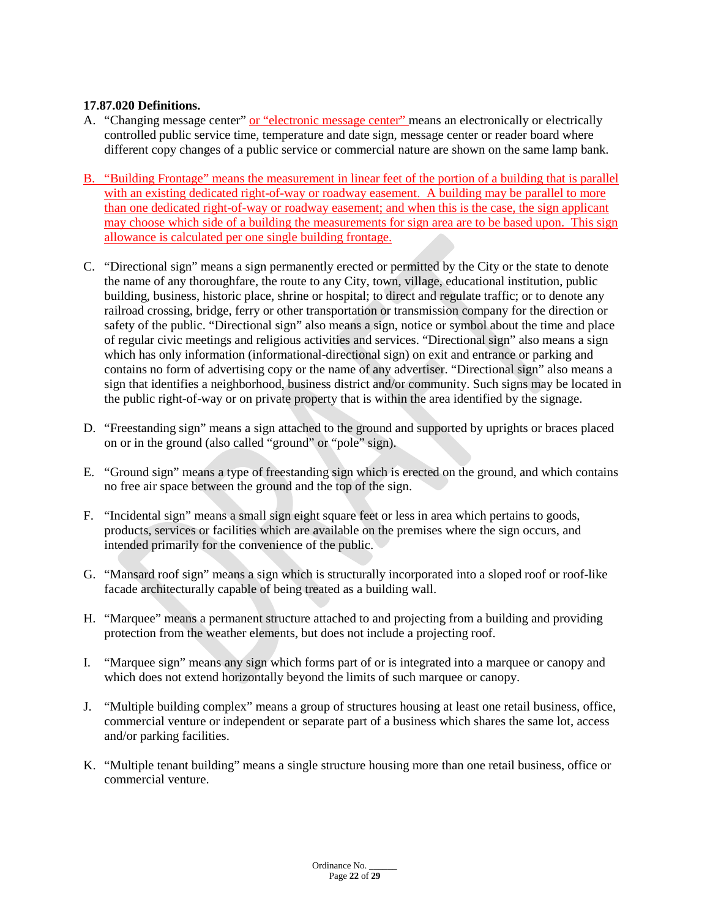**17.87.020 Definitions.**

A. "Changing message center" or "electronic message center" means an electronically or electrically controlled public service time, temperature and date sign, message center or reader board where different copy changes of a public service or commercial nature are shown on the same lamp bank.

B. "Building Frontage" means the measurement in linear feet of the portion of a building that is parallel with an existing dedicated right-of-way or roadway easement. A building may be parallel to more than one dedicated right-of-way or roadway easement; and when this is the case, the sign applicant may choose which side of a building the measurements for sign area are to be based upon. This sign allowance is calculated per one single building frontage.

C. "Directional sign" means a sign permanently erected or permitted by the City or the state to denote the name of any thoroughfare, the route to any City, town, village, educational institution, public building, business, historic place, shrine or hospital; to direct and regulate traffic; or to denote any railroad crossing, bridge, ferry or other transportation or transmission company for the direction or safety of the public. "Directional sign" also means a sign, notice or symbol about the time and place of regular civic meetings and religious activities and services. "Directional sign" also means a sign which has only information (informational-directional sign) on exit and entrance or parking and contains no form of advertising copy or the name of any advertiser. "Directional sign" also means a sign that identifies a neighborhood, business district and/or community. Such signs may be located in the public right-of-way or on private property that is within the area identified by the signage.

D. "Freestanding sign" means a sign attached to the ground and supported by uprights or braces placed on or in the ground (also called "ground" or "pole" sign).

E. "Ground sign" means a type of freestanding sign which is erected on the ground, and which contains no free air space between the ground and the top of the sign.

F. "Incidental sign" means a small sign eight square feet or less in area which pertains to goods, products, services or facilities which are available on the premises where the sign occurs, and intended primarily for the convenience of the public.

G. "Mansard roof sign" means a sign which is structurally incorporated into a sloped roof or roof-like facade architecturally capable of being treated as a building wall.

H. "Marquee" means a permanent structure attached to and projecting from a building and providing protection from the weather elements, but does not include a projecting roof.

I. "Marquee sign" means any sign which forms part of or is integrated into a marquee or canopy and which does not extend horizontally beyond the limits of such marquee or canopy.

J. "Multiple building complex" means a group of structures housing at least one retail business, office, commercial venture or independent or separate part of a business which shares the same lot, access and/or parking facilities.

K. "Multiple tenant building" means a single structure housing more than one retail business, office or commercial venture.

Ordinance No. ______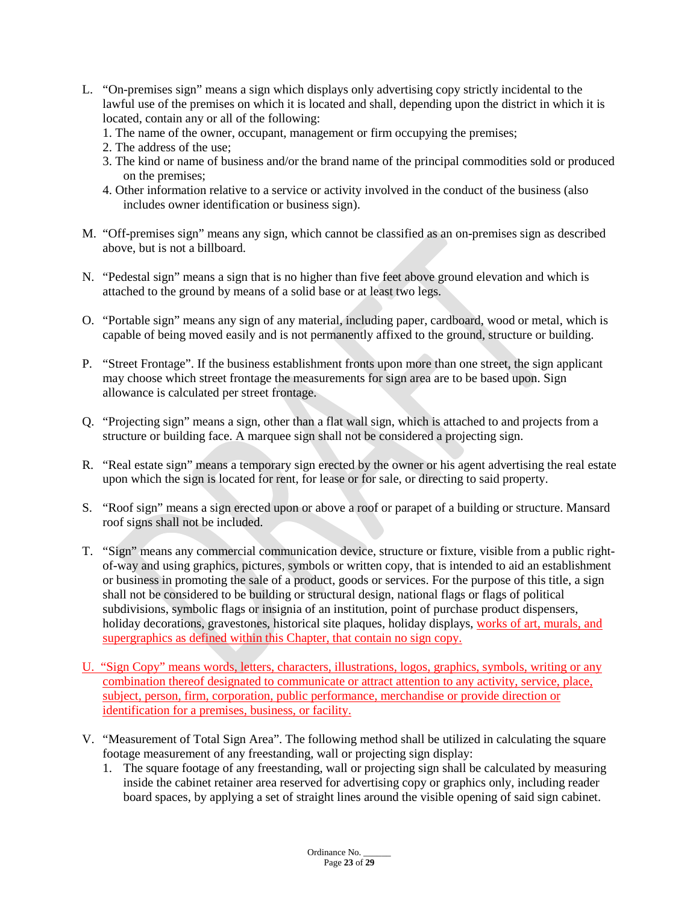L. “On-premises sign” means a sign which displays only advertising copy strictly incidental to the lawful use of the premises on which it is located and shall, depending upon the district in which it is located, contain any or all of the following:
   1. The name of the owner, occupant, management or firm occupying the premises;
   2. The address of the use;
   3. The kind or name of business and/or the brand name of the principal commodities sold or produced on the premises;
   4. Other information relative to a service or activity involved in the conduct of the business (also includes owner identification or business sign).

M. “Off-premises sign” means any sign, which cannot be classified as an on-premises sign as described above, but is not a billboard.

N. “Pedestal sign” means a sign that is no higher than five feet above ground elevation and which is attached to the ground by means of a solid base or at least two legs.

O. “Portable sign” means any sign of any material, including paper, cardboard, wood or metal, which is capable of being moved easily and is not permanently affixed to the ground, structure or building.

P. “Street Frontage”. If the business establishment fronts upon more than one street, the sign applicant may choose which street frontage the measurements for sign area are to be based upon. Sign allowance is calculated per street frontage.

Q. “Projecting sign” means a sign, other than a flat wall sign, which is attached to and projects from a structure or building face. A marquee sign shall not be considered a projecting sign.

R. “Real estate sign” means a temporary sign erected by the owner or his agent advertising the real estate upon which the sign is located for rent, for lease or for sale, or directing to said property.

S. “Roof sign” means a sign erected upon or above a roof or parapet of a building or structure. Mansard roof signs shall not be included.

T. “Sign” means any commercial communication device, structure or fixture, visible from a public right-of-way and using graphics, pictures, symbols or written copy, that is intended to aid an establishment or business in promoting the sale of a product, goods or services. For the purpose of this title, a sign shall not be considered to be building or structural design, national flags or flags of political subdivisions, symbolic flags or insignia of an institution, point of purchase product dispensers, holiday decorations, gravestones, historical site plaques, holiday displays, works of art, murals, and supergraphics as defined within this Chapter, that contain no sign copy.

U. “Sign Copy” means words, letters, characters, illustrations, logos, graphics, symbols, writing or any combination thereof designated to communicate or attract attention to any activity, service, place, subject, person, firm, corporation, public performance, merchandise or provide direction or identification for a premises, business, or facility.

V. “Measurement of Total Sign Area”. The following method shall be utilized in calculating the square footage measurement of any freestanding, wall or projecting sign display:
   1. The square footage of any freestanding, wall or projecting sign shall be calculated by measuring inside the cabinet retainer area reserved for advertising copy or graphics only, including reader board spaces, by applying a set of straight lines around the visible opening of said sign cabinet.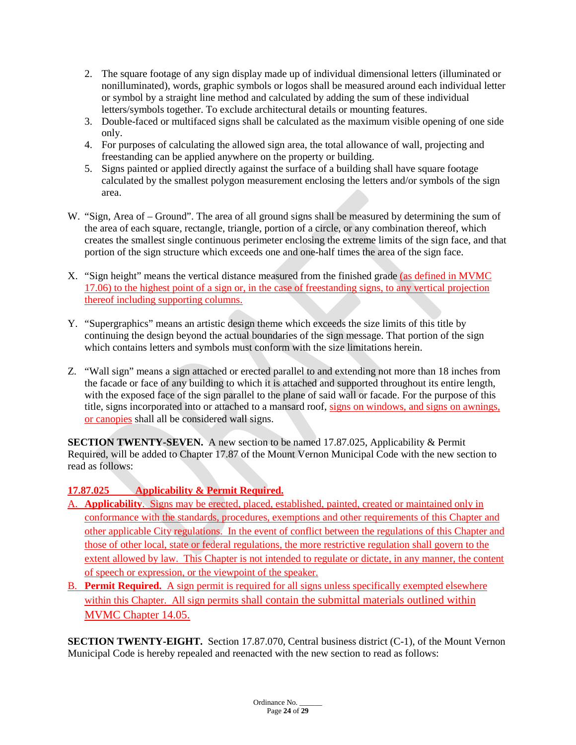2. The square footage of any sign display made up of individual dimensional letters (illuminated or nonilluminated), words, graphic symbols or logos shall be measured around each individual letter or symbol by a straight line method and calculated by adding the sum of these individual letters/symbols together. To exclude architectural details or mounting features.
3. Double-faced or multifaced signs shall be calculated as the maximum visible opening of one side only.
4. For purposes of calculating the allowed sign area, the total allowance of wall, projecting and freestanding can be applied anywhere on the property or building.
5. Signs painted or applied directly against the surface of a building shall have square footage calculated by the smallest polygon measurement enclosing the letters and/or symbols of the sign area.

W. “Sign, Area of – Ground”. The area of all ground signs shall be measured by determining the sum of the area of each square, rectangle, triangle, portion of a circle, or any combination thereof, which creates the smallest single continuous perimeter enclosing the extreme limits of the sign face, and that portion of the sign structure which exceeds one and one-half times the area of the sign face.

X. “Sign height” means the vertical distance measured from the finished grade (as defined in MVMC 17.06) to the highest point of a sign or, in the case of freestanding signs, to any vertical projection thereof including supporting columns.

Y. “Supergraphics” means an artistic design theme which exceeds the size limits of this title by continuing the design beyond the actual boundaries of the sign message. That portion of the sign which contains letters and symbols must conform with the size limitations herein.

Z. “Wall sign” means a sign attached or erected parallel to and extending not more than 18 inches from the facade or face of any building to which it is attached and supported throughout its entire length, with the exposed face of the sign parallel to the plane of said wall or facade. For the purpose of this title, signs incorporated into or attached to a mansard roof, signs on windows, and signs on awnings, or canopies shall all be considered wall signs.

**SECTION TWENTY-SEVEN.** A new section to be named 17.87.025, Applicability & Permit Required, will be added to Chapter 17.87 of the Mount Vernon Municipal Code with the new section to read as follows:

**17.87.025 Applicability & Permit Required.**

A. **Applicability**. Signs may be erected, placed, established, painted, created or maintained only in conformance with the standards, procedures, exemptions and other requirements of this Chapter and other applicable City regulations. In the event of conflict between the regulations of this Chapter and those of other local, state or federal regulations, the more restrictive regulation shall govern to the extent allowed by law. This Chapter is not intended to regulate or dictate, in any manner, the content of speech or expression, or the viewpoint of the speaker.

B. **Permit Required.** A sign permit is required for all signs unless specifically exempted elsewhere within this Chapter. All sign permits shall contain the submittal materials outlined within MVMC Chapter 14.05.

**SECTION TWENTY-EIGHT.** Section 17.87.070, Central business district (C-1), of the Mount Vernon Municipal Code is hereby repealed and reenacted with the new section to read as follows: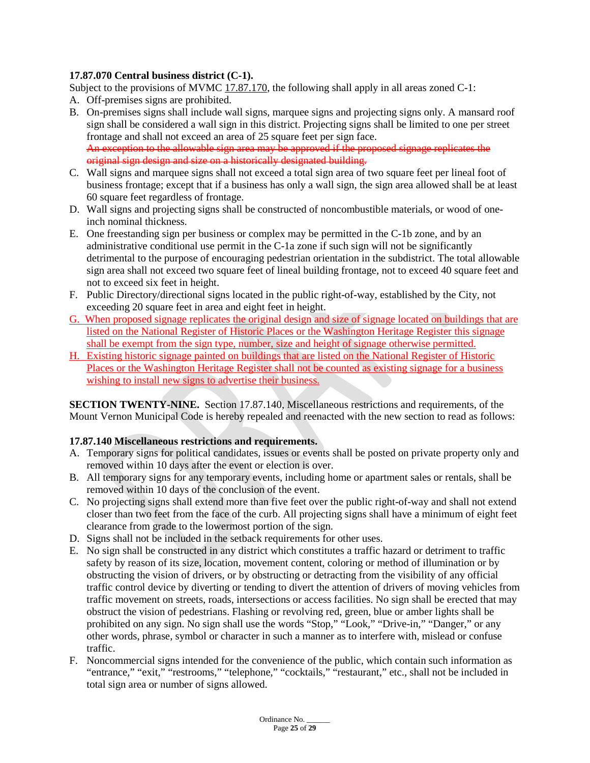**17.87.070 Central business district (C-1).**

Subject to the provisions of MVMC 17.87.170, the following shall apply in all areas zoned C-1:

A. Off-premises signs are prohibited.
B. On-premises signs shall include wall signs, marquee signs and projecting signs only. A mansard roof sign shall be considered a wall sign in this district. Projecting signs shall be limited to one per street frontage and shall not exceed an area of 25 square feet per sign face. ~~An exception to the allowable sign area may be approved if the proposed signage replicates the original sign design and size on a historically designated building.~~
C. Wall signs and marquee signs shall not exceed a total sign area of two square feet per lineal foot of business frontage; except that if a business has only a wall sign, the sign area allowed shall be at least 60 square feet regardless of frontage.
D. Wall signs and projecting signs shall be constructed of noncombustible materials, or wood of one-inch nominal thickness.
E. One freestanding sign per business or complex may be permitted in the C-1b zone, and by an administrative conditional use permit in the C-1a zone if such sign will not be significantly detrimental to the purpose of encouraging pedestrian orientation in the subdistrict. The total allowable sign area shall not exceed two square feet of lineal building frontage, not to exceed 40 square feet and not to exceed six feet in height.
F. Public Directory/directional signs located in the public right-of-way, established by the City, not exceeding 20 square feet in area and eight feet in height.
G. When proposed signage replicates the original design and size of signage located on buildings that are listed on the National Register of Historic Places or the Washington Heritage Register this signage shall be exempt from the sign type, number, size and height of signage otherwise permitted.
H. Existing historic signage painted on buildings that are listed on the National Register of Historic Places or the Washington Heritage Register shall not be counted as existing signage for a business wishing to install new signs to advertise their business.

**SECTION TWENTY-NINE.** Section 17.87.140, Miscellaneous restrictions and requirements, of the Mount Vernon Municipal Code is hereby repealed and reenacted with the new section to read as follows:

**17.87.140 Miscellaneous restrictions and requirements.**

A. Temporary signs for political candidates, issues or events shall be posted on private property only and removed within 10 days after the event or election is over.
B. All temporary signs for any temporary events, including home or apartment sales or rentals, shall be removed within 10 days of the conclusion of the event.
C. No projecting signs shall extend more than five feet over the public right-of-way and shall not extend closer than two feet from the face of the curb. All projecting signs shall have a minimum of eight feet clearance from grade to the lowermost portion of the sign.
D. Signs shall not be included in the setback requirements for other uses.
E. No sign shall be constructed in any district which constitutes a traffic hazard or detriment to traffic safety by reason of its size, location, movement content, coloring or method of illumination or by obstructing the vision of drivers, or by obstructing or detracting from the visibility of any official traffic control device by diverting or tending to divert the attention of drivers of moving vehicles from traffic movement on streets, roads, intersections or access facilities. No sign shall be erected that may obstruct the vision of pedestrians. Flashing or revolving red, green, blue or amber lights shall be prohibited on any sign. No sign shall use the words "Stop," "Look," "Drive-in," "Danger," or any other words, phrase, symbol or character in such a manner as to interfere with, mislead or confuse traffic.
F. Noncommercial signs intended for the convenience of the public, which contain such information as "entrance," "exit," "restrooms," "telephone," "cocktails," "restaurant," etc., shall not be included in total sign area or number of signs allowed.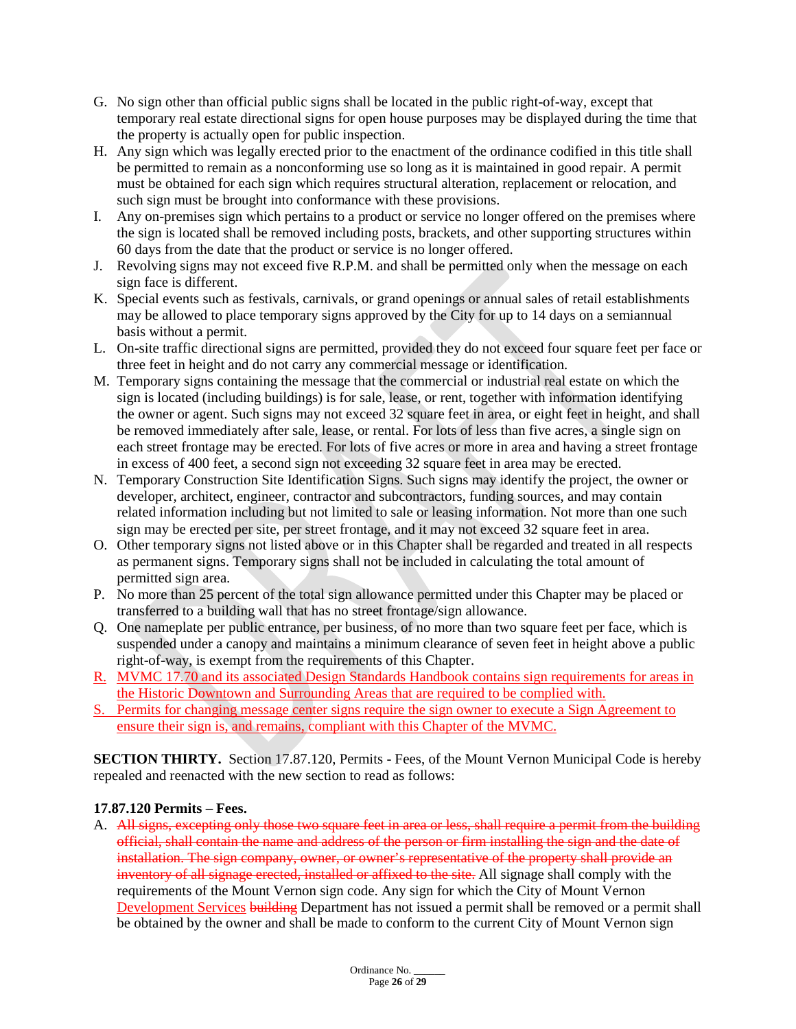G. No sign other than official public signs shall be located in the public right-of-way, except that temporary real estate directional signs for open house purposes may be displayed during the time that the property is actually open for public inspection.
H. Any sign which was legally erected prior to the enactment of the ordinance codified in this title shall be permitted to remain as a nonconforming use so long as it is maintained in good repair. A permit must be obtained for each sign which requires structural alteration, replacement or relocation, and such sign must be brought into conformance with these provisions.
I. Any on-premises sign which pertains to a product or service no longer offered on the premises where the sign is located shall be removed including posts, brackets, and other supporting structures within 60 days from the date that the product or service is no longer offered.
J. Revolving signs may not exceed five R.P.M. and shall be permitted only when the message on each sign face is different.
K. Special events such as festivals, carnivals, or grand openings or annual sales of retail establishments may be allowed to place temporary signs approved by the City for up to 14 days on a semiannual basis without a permit.
L. On-site traffic directional signs are permitted, provided they do not exceed four square feet per face or three feet in height and do not carry any commercial message or identification.
M. Temporary signs containing the message that the commercial or industrial real estate on which the sign is located (including buildings) is for sale, lease, or rent, together with information identifying the owner or agent. Such signs may not exceed 32 square feet in area, or eight feet in height, and shall be removed immediately after sale, lease, or rental. For lots of less than five acres, a single sign on each street frontage may be erected. For lots of five acres or more in area and having a street frontage in excess of 400 feet, a second sign not exceeding 32 square feet in area may be erected.
N. Temporary Construction Site Identification Signs. Such signs may identify the project, the owner or developer, architect, engineer, contractor and subcontractors, funding sources, and may contain related information including but not limited to sale or leasing information. Not more than one such sign may be erected per site, per street frontage, and it may not exceed 32 square feet in area.
O. Other temporary signs not listed above or in this Chapter shall be regarded and treated in all respects as permanent signs. Temporary signs shall not be included in calculating the total amount of permitted sign area.
P. No more than 25 percent of the total sign allowance permitted under this Chapter may be placed or transferred to a building wall that has no street frontage/sign allowance.
Q. One nameplate per public entrance, per business, of no more than two square feet per face, which is suspended under a canopy and maintains a minimum clearance of seven feet in height above a public right-of-way, is exempt from the requirements of this Chapter.
R. MVMC 17.70 and its associated Design Standards Handbook contains sign requirements for areas in the Historic Downtown and Surrounding Areas that are required to be complied with.
S. Permits for changing message center signs require the sign owner to execute a Sign Agreement to ensure their sign is, and remains, compliant with this Chapter of the MVMC.

**SECTION THIRTY.** Section 17.87.120, Permits - Fees, of the Mount Vernon Municipal Code is hereby repealed and reenacted with the new section to read as follows:

**17.87.120 Permits – Fees.**

A. ~~All signs, excepting only those two square feet in area or less, shall require a permit from the building official, shall contain the name and address of the person or firm installing the sign and the date of installation. The sign company, owner, or owner's representative of the property shall provide an inventory of all signage erected, installed or affixed to the site.~~ All signage shall comply with the requirements of the Mount Vernon sign code. Any sign for which the City of Mount Vernon Development Services ~~building~~ Department has not issued a permit shall be removed or a permit shall be obtained by the owner and shall be made to conform to the current City of Mount Vernon sign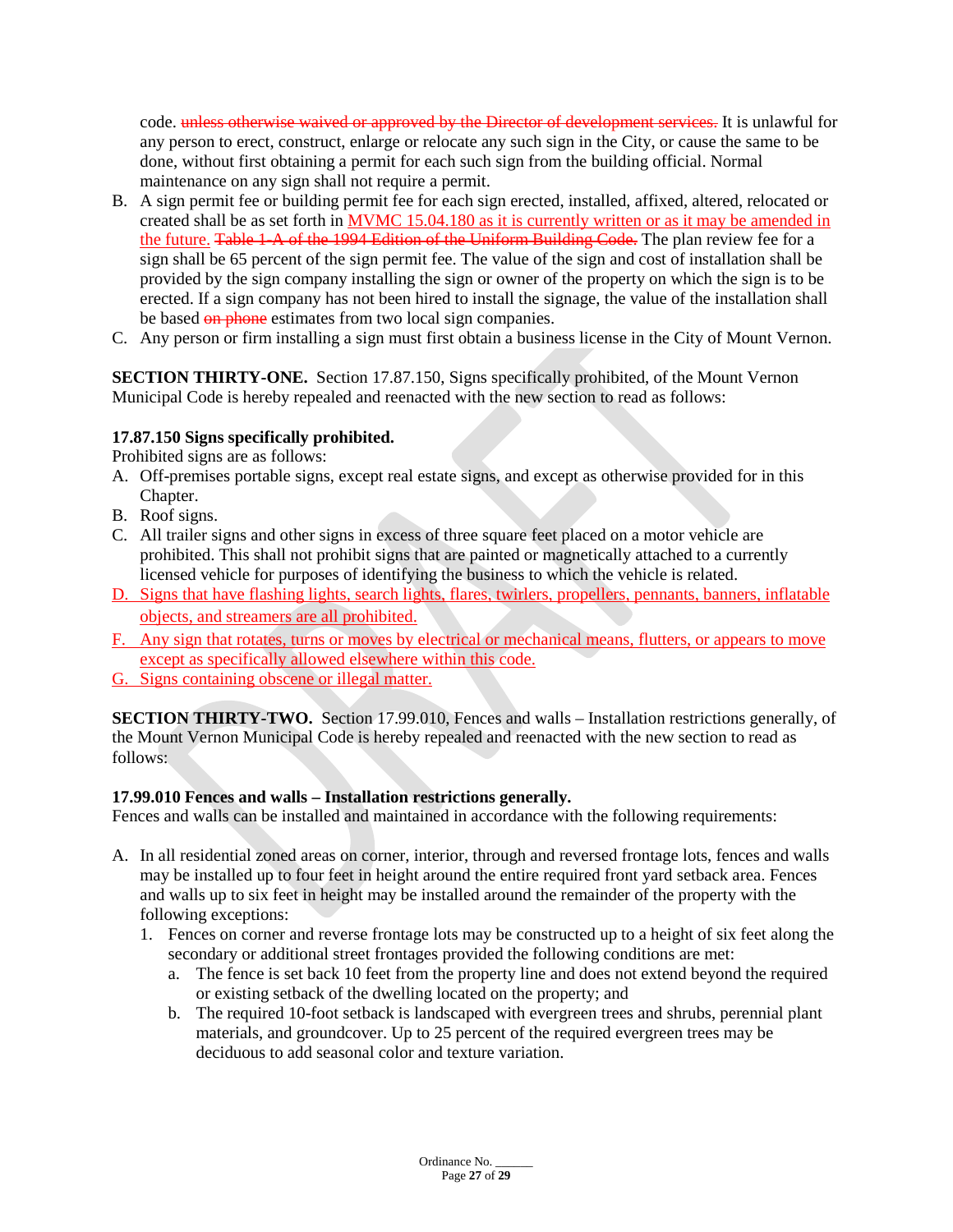code. ~~unless otherwise waived or approved by the Director of development services.~~ It is unlawful for any person to erect, construct, enlarge or relocate any such sign in the City, or cause the same to be done, without first obtaining a permit for each such sign from the building official. Normal maintenance on any sign shall not require a permit.

B. A sign permit fee or building permit fee for each sign erected, installed, affixed, altered, relocated or created shall be as set forth in <u>MVMC 15.04.180 as it is currently written or as it may be amended in the future.</u> ~~Table 1-A of the 1994 Edition of the Uniform Building Code.~~ The plan review fee for a sign shall be 65 percent of the sign permit fee. The value of the sign and cost of installation shall be provided by the sign company installing the sign or owner of the property on which the sign is to be erected. If a sign company has not been hired to install the signage, the value of the installation shall be based ~~on phone~~ estimates from two local sign companies.

C. Any person or firm installing a sign must first obtain a business license in the City of Mount Vernon.

**SECTION THIRTY-ONE.** Section 17.87.150, Signs specifically prohibited, of the Mount Vernon Municipal Code is hereby repealed and reenacted with the new section to read as follows:

**17.87.150 Signs specifically prohibited.**

Prohibited signs are as follows:

A. Off-premises portable signs, except real estate signs, and except as otherwise provided for in this Chapter.

B. Roof signs.

C. All trailer signs and other signs in excess of three square feet placed on a motor vehicle are prohibited. This shall not prohibit signs that are painted or magnetically attached to a currently licensed vehicle for purposes of identifying the business to which the vehicle is related.

<u>D. Signs that have flashing lights, search lights, flares, twirlers, propellers, pennants, banners, inflatable objects, and streamers are all prohibited.</u>

<u>F. Any sign that rotates, turns or moves by electrical or mechanical means, flutters, or appears to move except as specifically allowed elsewhere within this code.</u>

<u>G. Signs containing obscene or illegal matter.</u>

**SECTION THIRTY-TWO.** Section 17.99.010, Fences and walls – Installation restrictions generally, of the Mount Vernon Municipal Code is hereby repealed and reenacted with the new section to read as follows:

**17.99.010 Fences and walls – Installation restrictions generally.**

Fences and walls can be installed and maintained in accordance with the following requirements:

A. In all residential zoned areas on corner, interior, through and reversed frontage lots, fences and walls may be installed up to four feet in height around the entire required front yard setback area. Fences and walls up to six feet in height may be installed around the remainder of the property with the following exceptions:

   1. Fences on corner and reverse frontage lots may be constructed up to a height of six feet along the secondary or additional street frontages provided the following conditions are met:

      a. The fence is set back 10 feet from the property line and does not extend beyond the required or existing setback of the dwelling located on the property; and

      b. The required 10-foot setback is landscaped with evergreen trees and shrubs, perennial plant materials, and groundcover. Up to 25 percent of the required evergreen trees may be deciduous to add seasonal color and texture variation.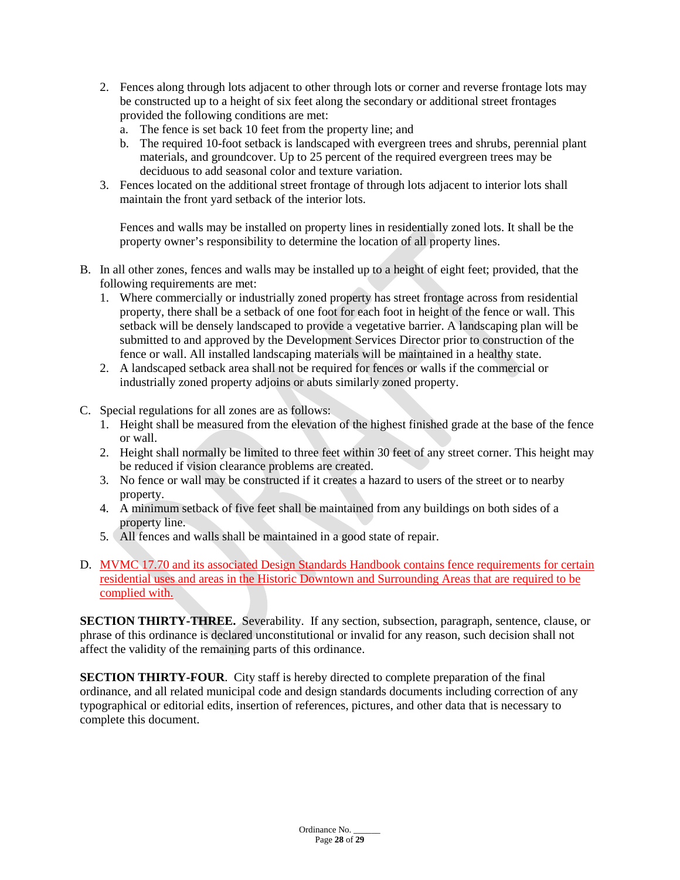2. Fences along through lots adjacent to other through lots or corner and reverse frontage lots may be constructed up to a height of six feet along the secondary or additional street frontages provided the following conditions are met:
   a. The fence is set back 10 feet from the property line; and
   b. The required 10-foot setback is landscaped with evergreen trees and shrubs, perennial plant materials, and groundcover. Up to 25 percent of the required evergreen trees may be deciduous to add seasonal color and texture variation.
3. Fences located on the additional street frontage of through lots adjacent to interior lots shall maintain the front yard setback of the interior lots.

   Fences and walls may be installed on property lines in residentially zoned lots. It shall be the property owner's responsibility to determine the location of all property lines.

B. In all other zones, fences and walls may be installed up to a height of eight feet; provided, that the following requirements are met:
   1. Where commercially or industrially zoned property has street frontage across from residential property, there shall be a setback of one foot for each foot in height of the fence or wall. This setback will be densely landscaped to provide a vegetative barrier. A landscaping plan will be submitted to and approved by the Development Services Director prior to construction of the fence or wall. All installed landscaping materials will be maintained in a healthy state.
   2. A landscaped setback area shall not be required for fences or walls if the commercial or industrially zoned property adjoins or abuts similarly zoned property.

C. Special regulations for all zones are as follows:
   1. Height shall be measured from the elevation of the highest finished grade at the base of the fence or wall.
   2. Height shall normally be limited to three feet within 30 feet of any street corner. This height may be reduced if vision clearance problems are created.
   3. No fence or wall may be constructed if it creates a hazard to users of the street or to nearby property.
   4. A minimum setback of five feet shall be maintained from any buildings on both sides of a property line.
   5. All fences and walls shall be maintained in a good state of repair.

D. MVMC 17.70 and its associated Design Standards Handbook contains fence requirements for certain residential uses and areas in the Historic Downtown and Surrounding Areas that are required to be complied with.

**SECTION THIRTY-THREE.** Severability. If any section, subsection, paragraph, sentence, clause, or phrase of this ordinance is declared unconstitutional or invalid for any reason, such decision shall not affect the validity of the remaining parts of this ordinance.

**SECTION THIRTY-FOUR**. City staff is hereby directed to complete preparation of the final ordinance, and all related municipal code and design standards documents including correction of any typographical or editorial edits, insertion of references, pictures, and other data that is necessary to complete this document.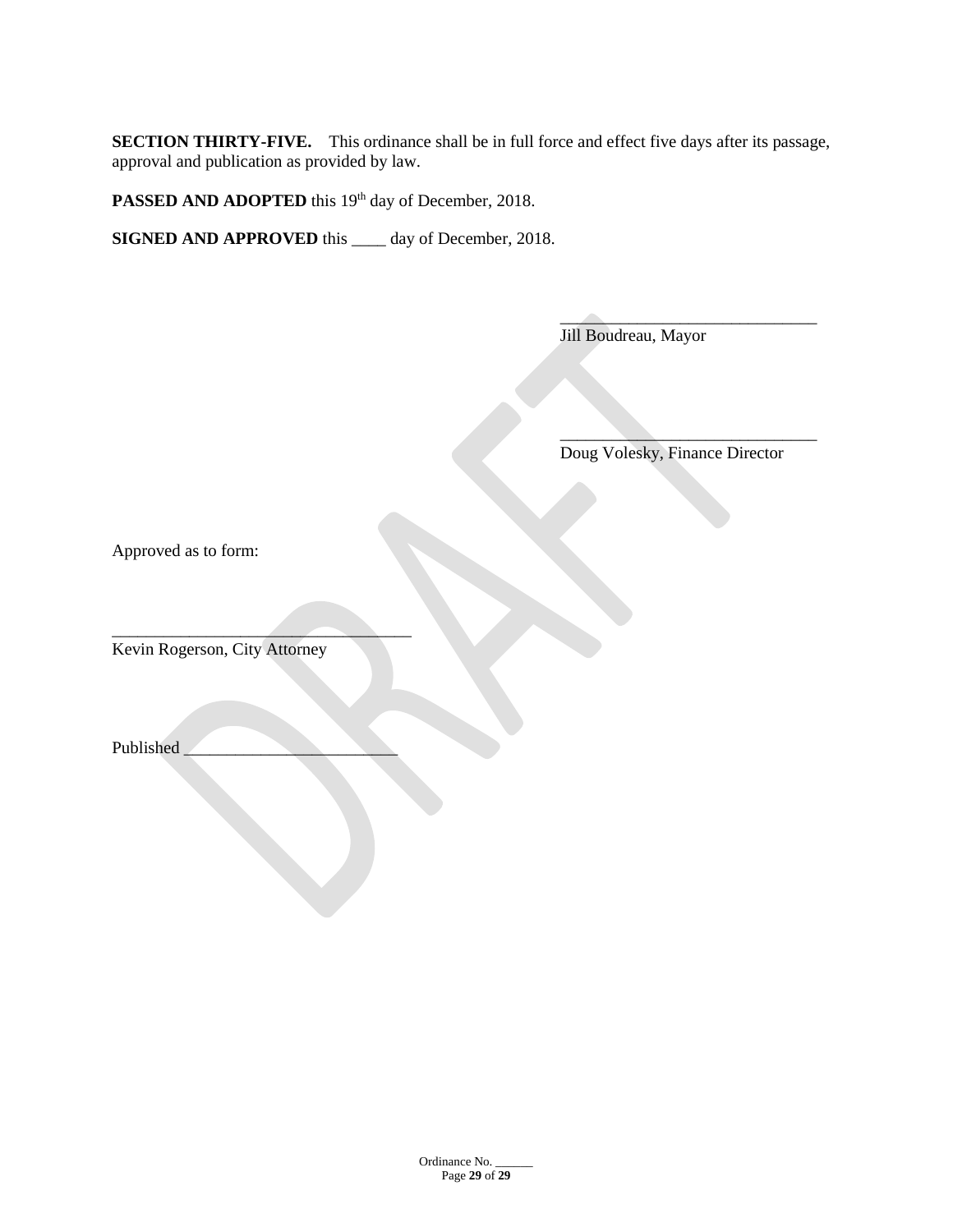**SECTION THIRTY-FIVE.** This ordinance shall be in full force and effect five days after its passage, approval and publication as provided by law.

**PASSED AND ADOPTED** this 19th day of December, 2018.

**SIGNED AND APPROVED** this ____ day of December, 2018.

_______________________________
Jill Boudreau, Mayor

_______________________________
Doug Volesky, Finance Director

Approved as to form:

___________________________________
Kevin Rogerson, City Attorney

Published _________________________

Ordinance No. ______